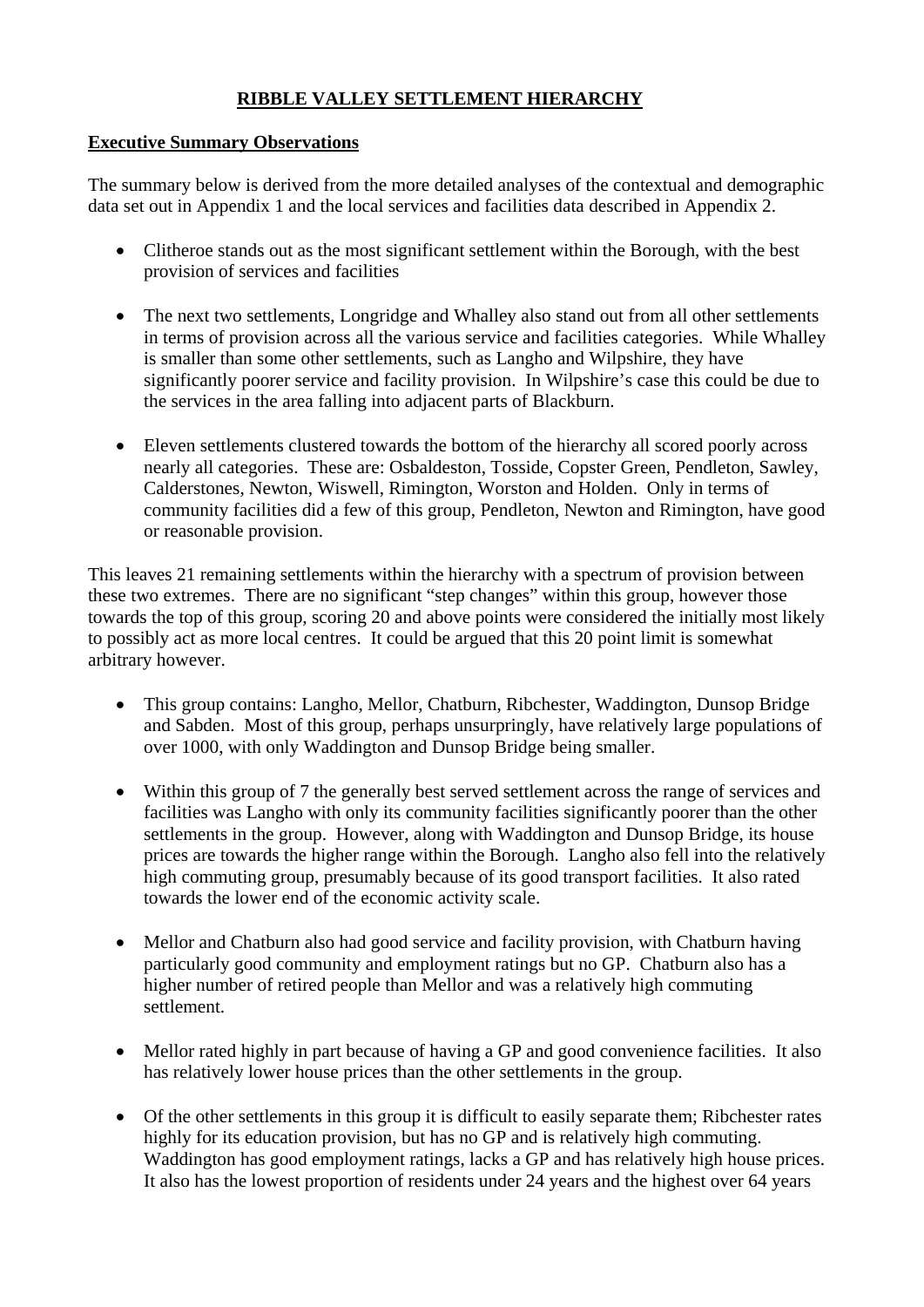# RIBBLE VALLEY SETTLEMENT HIERARCHY

## Executive Summary Observations

The summary below is derived from the more detailed analyses of the contextual and demographic data set out in Appendix 1 and the local services and facilities data described in Appendix 2.

- Clitheroe stands out as the most significant settlement within the Borough, with the best provision of services and facilities

- The next two settlements, Longridge and Whalley also stand out from all other settlements in terms of provision across all the various service and facilities categories. While Whalley is smaller than some other settlements, such as Langho and Wilpshire, they have significantly poorer service and facility provision. In Wilpshire's case this could be due to the services in the area falling into adjacent parts of Blackburn.

- Eleven settlements clustered towards the bottom of the hierarchy all scored poorly across nearly all categories. These are: Osbaldeston, Tosside, Copster Green, Pendleton, Sawley, Calderstones, Newton, Wiswell, Rimington, Worston and Holden. Only in terms of community facilities did a few of this group, Pendleton, Newton and Rimington, have good or reasonable provision.

This leaves 21 remaining settlements within the hierarchy with a spectrum of provision between these two extremes. There are no significant "step changes" within this group, however those towards the top of this group, scoring 20 and above points were considered the initially most likely to possibly act as more local centres. It could be argued that this 20 point limit is somewhat arbitrary however.

- This group contains: Langho, Mellor, Chatburn, Ribchester, Waddington, Dunsop Bridge and Sabden. Most of this group, perhaps unsurpringly, have relatively large populations of over 1000, with only Waddington and Dunsop Bridge being smaller.

- Within this group of 7 the generally best served settlement across the range of services and facilities was Langho with only its community facilities significantly poorer than the other settlements in the group. However, along with Waddington and Dunsop Bridge, its house prices are towards the higher range within the Borough. Langho also fell into the relatively high commuting group, presumably because of its good transport facilities. It also rated towards the lower end of the economic activity scale.

- Mellor and Chatburn also had good service and facility provision, with Chatburn having particularly good community and employment ratings but no GP. Chatburn also has a higher number of retired people than Mellor and was a relatively high commuting settlement.

- Mellor rated highly in part because of having a GP and good convenience facilities. It also has relatively lower house prices than the other settlements in the group.

- Of the other settlements in this group it is difficult to easily separate them; Ribchester rates highly for its education provision, but has no GP and is relatively high commuting. Waddington has good employment ratings, lacks a GP and has relatively high house prices. It also has the lowest proportion of residents under 24 years and the highest over 64 years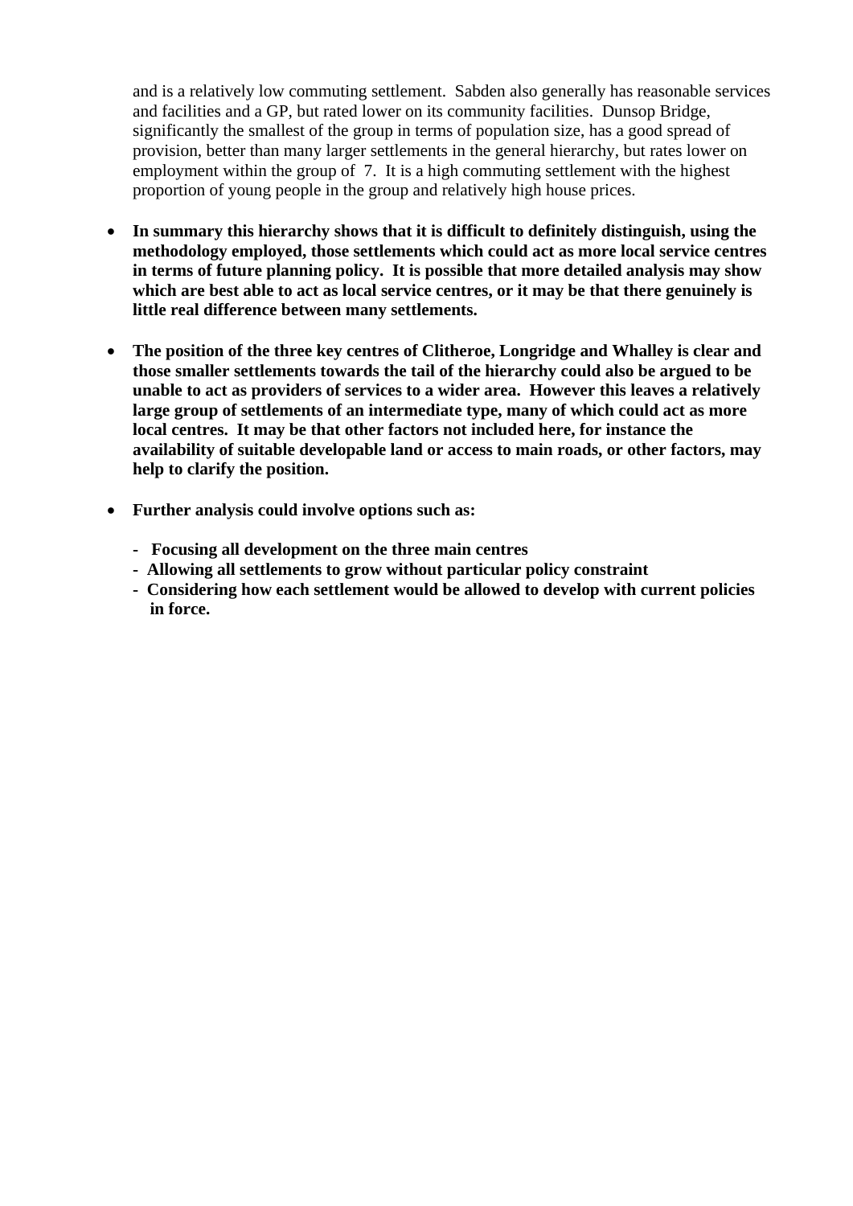and is a relatively low commuting settlement. Sabden also generally has reasonable services and facilities and a GP, but rated lower on its community facilities. Dunsop Bridge, significantly the smallest of the group in terms of population size, has a good spread of provision, better than many larger settlements in the general hierarchy, but rates lower on employment within the group of 7. It is a high commuting settlement with the highest proportion of young people in the group and relatively high house prices.

- **In summary this hierarchy shows that it is difficult to definitely distinguish, using the methodology employed, those settlements which could act as more local service centres in terms of future planning policy. It is possible that more detailed analysis may show which are best able to act as local service centres, or it may be that there genuinely is little real difference between many settlements.**

- **The position of the three key centres of Clitheroe, Longridge and Whalley is clear and those smaller settlements towards the tail of the hierarchy could also be argued to be unable to act as providers of services to a wider area. However this leaves a relatively large group of settlements of an intermediate type, many of which could act as more local centres. It may be that other factors not included here, for instance the availability of suitable developable land or access to main roads, or other factors, may help to clarify the position.**

- **Further analysis could involve options such as:**

  - **Focusing all development on the three main centres**
  - **Allowing all settlements to grow without particular policy constraint**
  - **Considering how each settlement would be allowed to develop with current policies in force.**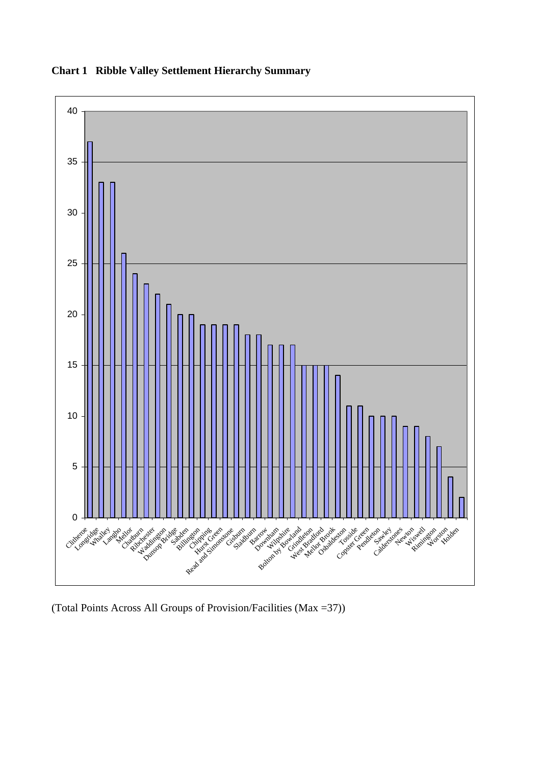**Chart 1 Ribble Valley Settlement Hierarchy Summary**

| Settlement | Points |
|---|---|
| Clitheroe | 37 |
| Longridge | 33 |
| Whalley | 33 |
| Langho | 26 |
| Mellor | 24 |
| Chatburn | 23 |
| Ribchester | 22 |
| Waddington | 21 |
| Dunsop Bridge | 20 |
| Sabden | 20 |
| Billington | 19 |
| Chipping | 19 |
| Hurst Green | 19 |
| Read and Simonstone | 19 |
| Gisburn | 18 |
| Slaidburn | 18 |
| Barrow | 17 |
| Downham | 17 |
| Wilpshire | 17 |
| Bolton by Bowland | 15 |
| Grindleton | 15 |
| West Bradford | 15 |
| Mellor Brook | 14 |
| Osbaldeston | 11 |
| Tosside | 11 |
| Copster Green | 10 |
| Pendleton | 10 |
| Sawley | 10 |
| Calderstones | 9 |
| Newton | 9 |
| Wiswell | 8 |
| Rimington | 7 |
| Worston | 4 |
| Holden | 2 |

(Total Points Across All Groups of Provision/Facilities (Max =37))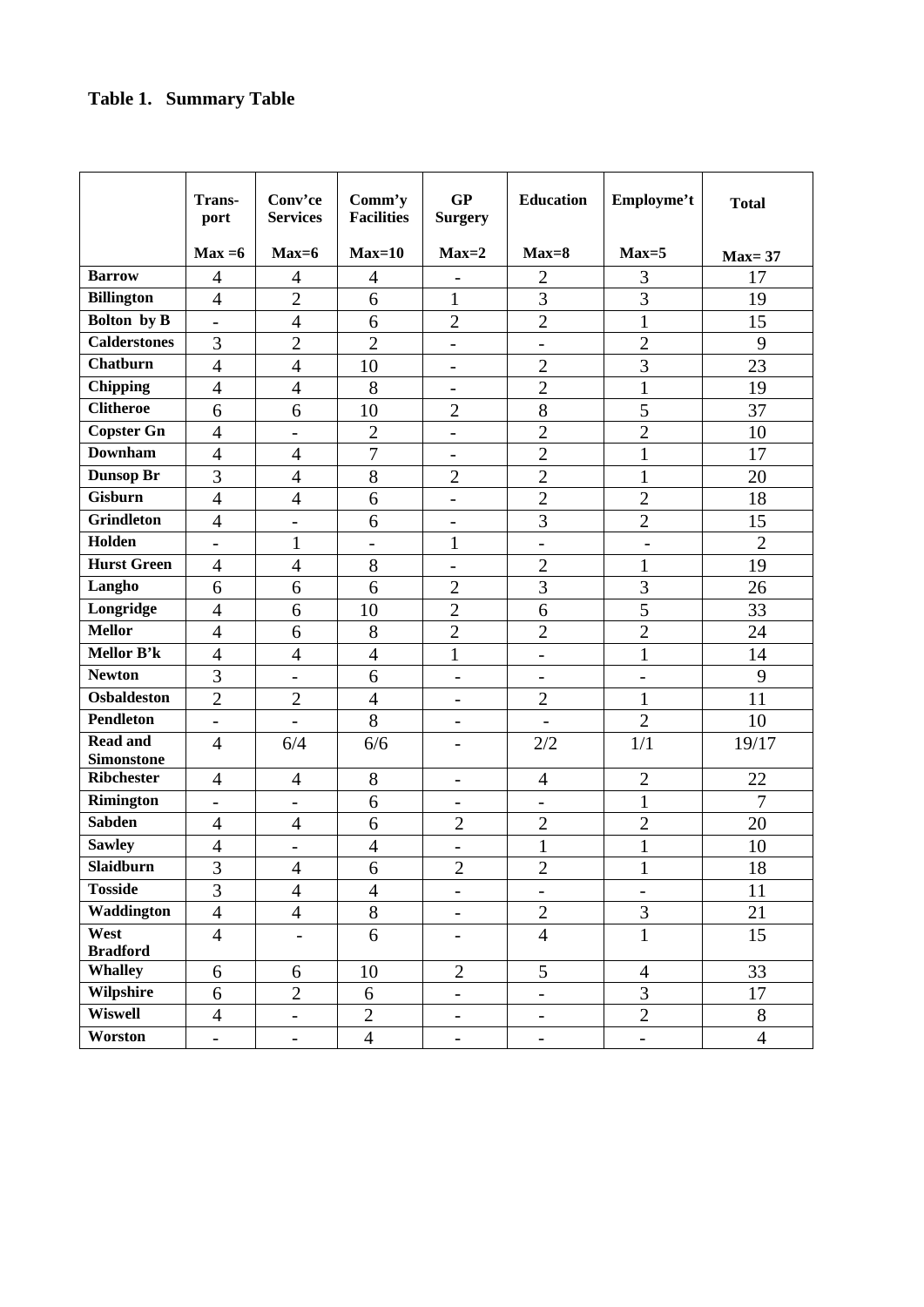**Table 1. Summary Table**

| | Trans-port<br><br>Max =6 | Conv'ce Services<br><br>Max=6 | Comm'y Facilities<br><br>Max=10 | GP Surgery<br><br>Max=2 | Education<br><br>Max=8 | Employme't<br><br>Max=5 | Total<br><br>Max= 37 |
|---|---|---|---|---|---|---|---|
| **Barrow** | 4 | 4 | 4 | - | 2 | 3 | 17 |
| **Billington** | 4 | 2 | 6 | 1 | 3 | 3 | 19 |
| **Bolton by B** | - | 4 | 6 | 2 | 2 | 1 | 15 |
| **Calderstones** | 3 | 2 | 2 | - | - | 2 | 9 |
| **Chatburn** | 4 | 4 | 10 | - | 2 | 3 | 23 |
| **Chipping** | 4 | 4 | 8 | - | 2 | 1 | 19 |
| **Clitheroe** | 6 | 6 | 10 | 2 | 8 | 5 | 37 |
| **Copster Gn** | 4 | - | 2 | - | 2 | 2 | 10 |
| **Downham** | 4 | 4 | 7 | - | 2 | 1 | 17 |
| **Dunsop Br** | 3 | 4 | 8 | 2 | 2 | 1 | 20 |
| **Gisburn** | 4 | 4 | 6 | - | 2 | 2 | 18 |
| **Grindleton** | 4 | - | 6 | - | 3 | 2 | 15 |
| **Holden** | - | 1 | - | 1 | - | - | 2 |
| **Hurst Green** | 4 | 4 | 8 | - | 2 | 1 | 19 |
| **Langho** | 6 | 6 | 6 | 2 | 3 | 3 | 26 |
| **Longridge** | 4 | 6 | 10 | 2 | 6 | 5 | 33 |
| **Mellor** | 4 | 6 | 8 | 2 | 2 | 2 | 24 |
| **Mellor B'k** | 4 | 4 | 4 | 1 | - | 1 | 14 |
| **Newton** | 3 | - | 6 | - | - | - | 9 |
| **Osbaldeston** | 2 | 2 | 4 | - | 2 | 1 | 11 |
| **Pendleton** | - | - | 8 | - | - | 2 | 10 |
| **Read and Simonstone** | 4 | 6/4 | 6/6 | - | 2/2 | 1/1 | 19/17 |
| **Ribchester** | 4 | 4 | 8 | - | 4 | 2 | 22 |
| **Rimington** | - | - | 6 | - | - | 1 | 7 |
| **Sabden** | 4 | 4 | 6 | 2 | 2 | 2 | 20 |
| **Sawley** | 4 | - | 4 | - | 1 | 1 | 10 |
| **Slaidburn** | 3 | 4 | 6 | 2 | 2 | 1 | 18 |
| **Tosside** | 3 | 4 | 4 | - | - | - | 11 |
| **Waddington** | 4 | 4 | 8 | - | 2 | 3 | 21 |
| **West Bradford** | 4 | - | 6 | - | 4 | 1 | 15 |
| **Whalley** | 6 | 6 | 10 | 2 | 5 | 4 | 33 |
| **Wilpshire** | 6 | 2 | 6 | - | - | 3 | 17 |
| **Wiswell** | 4 | - | 2 | - | - | 2 | 8 |
| **Worston** | - | - | 4 | - | - | - | 4 |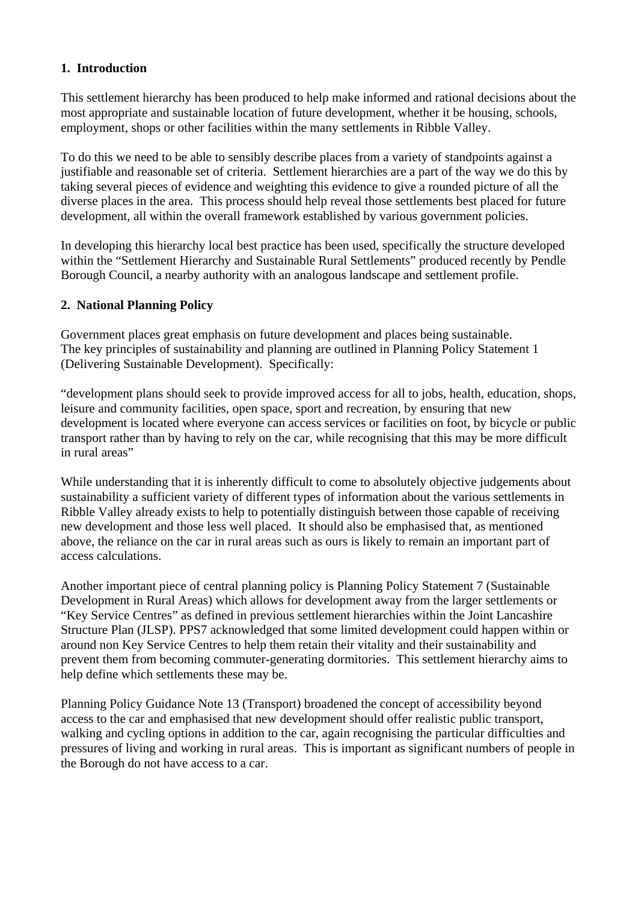## 1. Introduction

This settlement hierarchy has been produced to help make informed and rational decisions about the most appropriate and sustainable location of future development, whether it be housing, schools, employment, shops or other facilities within the many settlements in Ribble Valley.

To do this we need to be able to sensibly describe places from a variety of standpoints against a justifiable and reasonable set of criteria. Settlement hierarchies are a part of the way we do this by taking several pieces of evidence and weighting this evidence to give a rounded picture of all the diverse places in the area. This process should help reveal those settlements best placed for future development, all within the overall framework established by various government policies.

In developing this hierarchy local best practice has been used, specifically the structure developed within the "Settlement Hierarchy and Sustainable Rural Settlements" produced recently by Pendle Borough Council, a nearby authority with an analogous landscape and settlement profile.

## 2. National Planning Policy

Government places great emphasis on future development and places being sustainable. The key principles of sustainability and planning are outlined in Planning Policy Statement 1 (Delivering Sustainable Development). Specifically:

"development plans should seek to provide improved access for all to jobs, health, education, shops, leisure and community facilities, open space, sport and recreation, by ensuring that new development is located where everyone can access services or facilities on foot, by bicycle or public transport rather than by having to rely on the car, while recognising that this may be more difficult in rural areas"

While understanding that it is inherently difficult to come to absolutely objective judgements about sustainability a sufficient variety of different types of information about the various settlements in Ribble Valley already exists to help to potentially distinguish between those capable of receiving new development and those less well placed. It should also be emphasised that, as mentioned above, the reliance on the car in rural areas such as ours is likely to remain an important part of access calculations.

Another important piece of central planning policy is Planning Policy Statement 7 (Sustainable Development in Rural Areas) which allows for development away from the larger settlements or "Key Service Centres" as defined in previous settlement hierarchies within the Joint Lancashire Structure Plan (JLSP). PPS7 acknowledged that some limited development could happen within or around non Key Service Centres to help them retain their vitality and their sustainability and prevent them from becoming commuter-generating dormitories. This settlement hierarchy aims to help define which settlements these may be.

Planning Policy Guidance Note 13 (Transport) broadened the concept of accessibility beyond access to the car and emphasised that new development should offer realistic public transport, walking and cycling options in addition to the car, again recognising the particular difficulties and pressures of living and working in rural areas. This is important as significant numbers of people in the Borough do not have access to a car.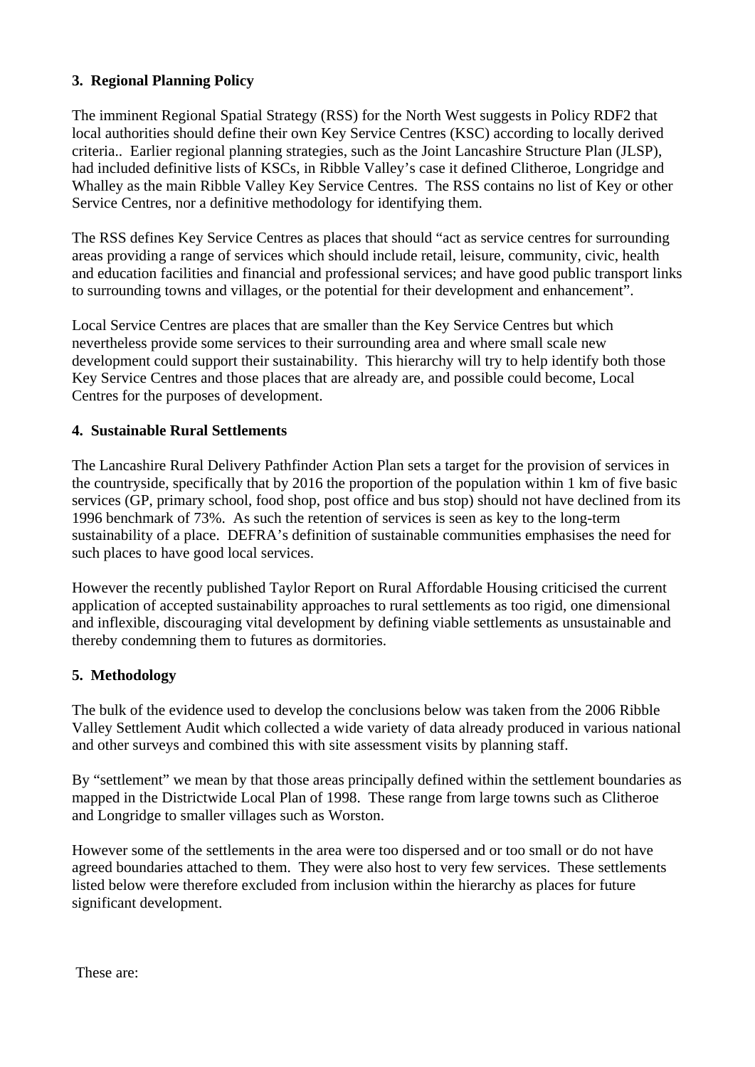## 3. Regional Planning Policy

The imminent Regional Spatial Strategy (RSS) for the North West suggests in Policy RDF2 that local authorities should define their own Key Service Centres (KSC) according to locally derived criteria.. Earlier regional planning strategies, such as the Joint Lancashire Structure Plan (JLSP), had included definitive lists of KSCs, in Ribble Valley's case it defined Clitheroe, Longridge and Whalley as the main Ribble Valley Key Service Centres. The RSS contains no list of Key or other Service Centres, nor a definitive methodology for identifying them.

The RSS defines Key Service Centres as places that should "act as service centres for surrounding areas providing a range of services which should include retail, leisure, community, civic, health and education facilities and financial and professional services; and have good public transport links to surrounding towns and villages, or the potential for their development and enhancement".

Local Service Centres are places that are smaller than the Key Service Centres but which nevertheless provide some services to their surrounding area and where small scale new development could support their sustainability. This hierarchy will try to help identify both those Key Service Centres and those places that are already are, and possible could become, Local Centres for the purposes of development.

## 4. Sustainable Rural Settlements

The Lancashire Rural Delivery Pathfinder Action Plan sets a target for the provision of services in the countryside, specifically that by 2016 the proportion of the population within 1 km of five basic services (GP, primary school, food shop, post office and bus stop) should not have declined from its 1996 benchmark of 73%. As such the retention of services is seen as key to the long-term sustainability of a place. DEFRA's definition of sustainable communities emphasises the need for such places to have good local services.

However the recently published Taylor Report on Rural Affordable Housing criticised the current application of accepted sustainability approaches to rural settlements as too rigid, one dimensional and inflexible, discouraging vital development by defining viable settlements as unsustainable and thereby condemning them to futures as dormitories.

## 5. Methodology

The bulk of the evidence used to develop the conclusions below was taken from the 2006 Ribble Valley Settlement Audit which collected a wide variety of data already produced in various national and other surveys and combined this with site assessment visits by planning staff.

By "settlement" we mean by that those areas principally defined within the settlement boundaries as mapped in the Districtwide Local Plan of 1998. These range from large towns such as Clitheroe and Longridge to smaller villages such as Worston.

However some of the settlements in the area were too dispersed and or too small or do not have agreed boundaries attached to them. They were also host to very few services. These settlements listed below were therefore excluded from inclusion within the hierarchy as places for future significant development.

These are: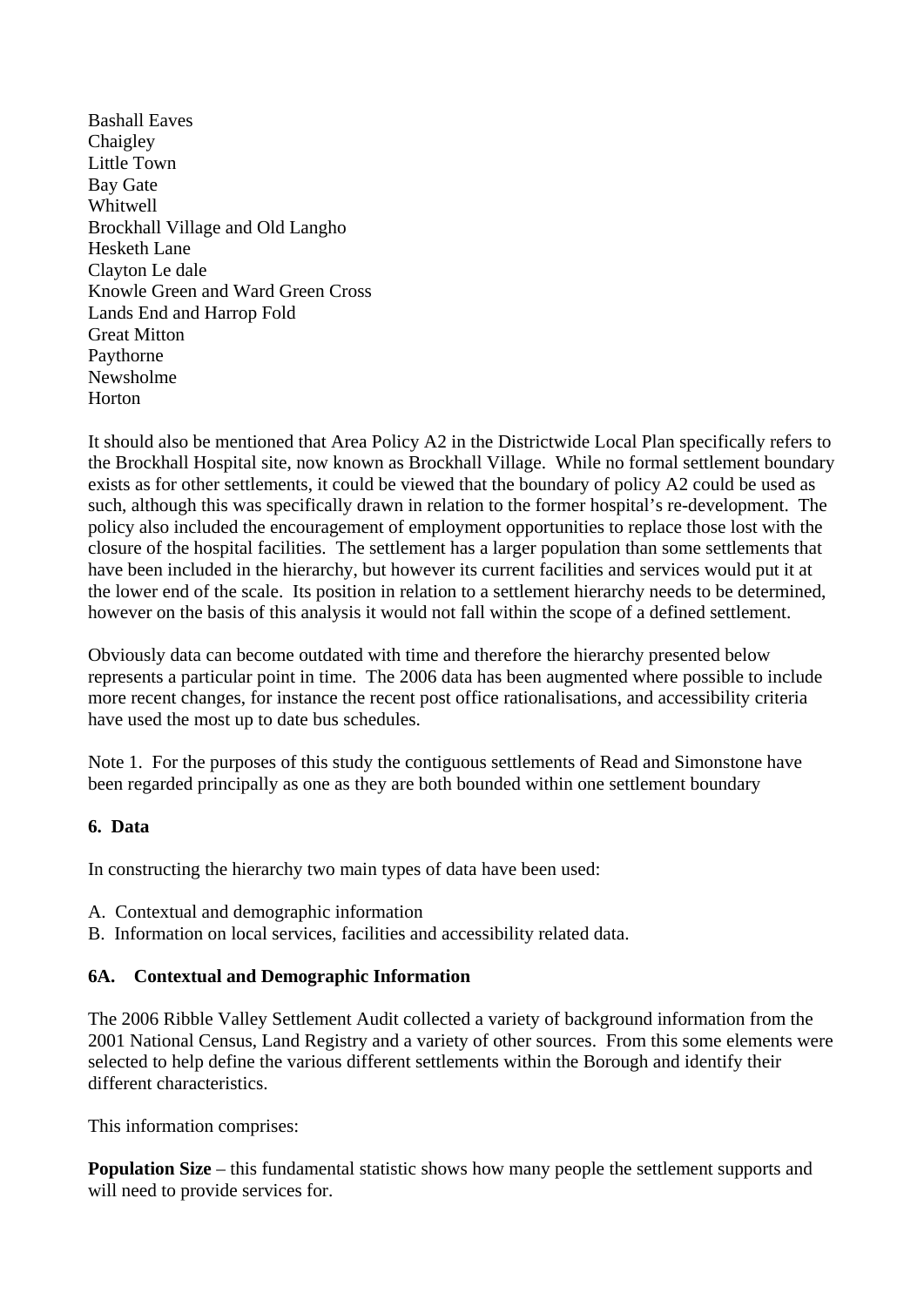Bashall Eaves  
Chaigley  
Little Town  
Bay Gate  
Whitwell  
Brockhall Village and Old Langho  
Hesketh Lane  
Clayton Le dale  
Knowle Green and Ward Green Cross  
Lands End and Harrop Fold  
Great Mitton  
Paythorne  
Newsholme  
Horton

It should also be mentioned that Area Policy A2 in the Districtwide Local Plan specifically refers to the Brockhall Hospital site, now known as Brockhall Village. While no formal settlement boundary exists as for other settlements, it could be viewed that the boundary of policy A2 could be used as such, although this was specifically drawn in relation to the former hospital's re-development. The policy also included the encouragement of employment opportunities to replace those lost with the closure of the hospital facilities. The settlement has a larger population than some settlements that have been included in the hierarchy, but however its current facilities and services would put it at the lower end of the scale. Its position in relation to a settlement hierarchy needs to be determined, however on the basis of this analysis it would not fall within the scope of a defined settlement.

Obviously data can become outdated with time and therefore the hierarchy presented below represents a particular point in time. The 2006 data has been augmented where possible to include more recent changes, for instance the recent post office rationalisations, and accessibility criteria have used the most up to date bus schedules.

Note 1. For the purposes of this study the contiguous settlements of Read and Simonstone have been regarded principally as one as they are both bounded within one settlement boundary

## 6. Data

In constructing the hierarchy two main types of data have been used:

A. Contextual and demographic information  
B. Information on local services, facilities and accessibility related data.

### 6A. Contextual and Demographic Information

The 2006 Ribble Valley Settlement Audit collected a variety of background information from the 2001 National Census, Land Registry and a variety of other sources. From this some elements were selected to help define the various different settlements within the Borough and identify their different characteristics.

This information comprises:

**Population Size** – this fundamental statistic shows how many people the settlement supports and will need to provide services for.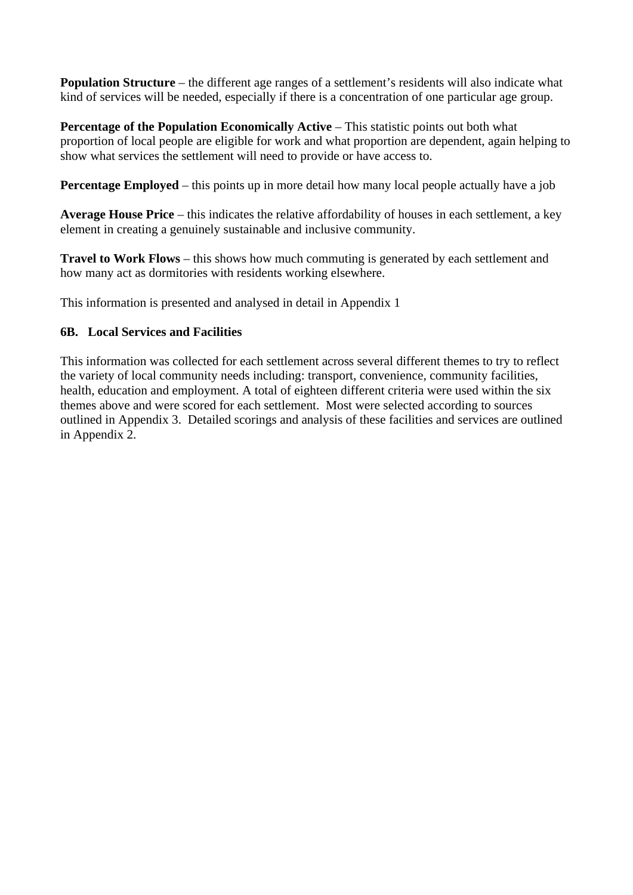**Population Structure** – the different age ranges of a settlement's residents will also indicate what kind of services will be needed, especially if there is a concentration of one particular age group.

**Percentage of the Population Economically Active** – This statistic points out both what proportion of local people are eligible for work and what proportion are dependent, again helping to show what services the settlement will need to provide or have access to.

**Percentage Employed** – this points up in more detail how many local people actually have a job

**Average House Price** – this indicates the relative affordability of houses in each settlement, a key element in creating a genuinely sustainable and inclusive community.

**Travel to Work Flows** – this shows how much commuting is generated by each settlement and how many act as dormitories with residents working elsewhere.

This information is presented and analysed in detail in Appendix 1

### 6B. Local Services and Facilities

This information was collected for each settlement across several different themes to try to reflect the variety of local community needs including: transport, convenience, community facilities, health, education and employment. A total of eighteen different criteria were used within the six themes above and were scored for each settlement. Most were selected according to sources outlined in Appendix 3. Detailed scorings and analysis of these facilities and services are outlined in Appendix 2.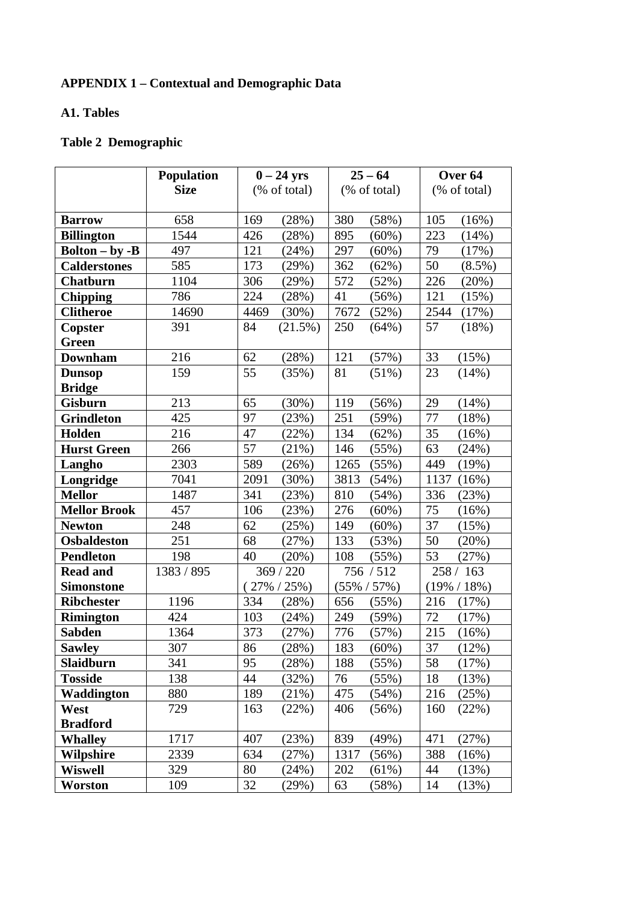**APPENDIX 1 – Contextual and Demographic Data**

**A1. Tables**

**Table 2 Demographic**

| | Population Size | 0 – 24 yrs (% of total) | 25 – 64 (% of total) | Over 64 (% of total) |
|---|---|---|---|---|
| **Barrow** | 658 | 169 (28%) | 380 (58%) | 105 (16%) |
| **Billington** | 1544 | 426 (28%) | 895 (60%) | 223 (14%) |
| **Bolton – by -B** | 497 | 121 (24%) | 297 (60%) | 79 (17%) |
| **Calderstones** | 585 | 173 (29%) | 362 (62%) | 50 (8.5%) |
| **Chatburn** | 1104 | 306 (29%) | 572 (52%) | 226 (20%) |
| **Chipping** | 786 | 224 (28%) | 41 (56%) | 121 (15%) |
| **Clitheroe** | 14690 | 4469 (30%) | 7672 (52%) | 2544 (17%) |
| **Copster Green** | 391 | 84 (21.5%) | 250 (64%) | 57 (18%) |
| **Downham** | 216 | 62 (28%) | 121 (57%) | 33 (15%) |
| **Dunsop Bridge** | 159 | 55 (35%) | 81 (51%) | 23 (14%) |
| **Gisburn** | 213 | 65 (30%) | 119 (56%) | 29 (14%) |
| **Grindleton** | 425 | 97 (23%) | 251 (59%) | 77 (18%) |
| **Holden** | 216 | 47 (22%) | 134 (62%) | 35 (16%) |
| **Hurst Green** | 266 | 57 (21%) | 146 (55%) | 63 (24%) |
| **Langho** | 2303 | 589 (26%) | 1265 (55%) | 449 (19%) |
| **Longridge** | 7041 | 2091 (30%) | 3813 (54%) | 1137 (16%) |
| **Mellor** | 1487 | 341 (23%) | 810 (54%) | 336 (23%) |
| **Mellor Brook** | 457 | 106 (23%) | 276 (60%) | 75 (16%) |
| **Newton** | 248 | 62 (25%) | 149 (60%) | 37 (15%) |
| **Osbaldeston** | 251 | 68 (27%) | 133 (53%) | 50 (20%) |
| **Pendleton** | 198 | 40 (20%) | 108 (55%) | 53 (27%) |
| **Read and Simonstone** | 1383 / 895 | 369 / 220 ( 27% / 25%) | 756 / 512 (55% / 57%) | 258 / 163 (19% / 18%) |
| **Ribchester** | 1196 | 334 (28%) | 656 (55%) | 216 (17%) |
| **Rimington** | 424 | 103 (24%) | 249 (59%) | 72 (17%) |
| **Sabden** | 1364 | 373 (27%) | 776 (57%) | 215 (16%) |
| **Sawley** | 307 | 86 (28%) | 183 (60%) | 37 (12%) |
| **Slaidburn** | 341 | 95 (28%) | 188 (55%) | 58 (17%) |
| **Tosside** | 138 | 44 (32%) | 76 (55%) | 18 (13%) |
| **Waddington** | 880 | 189 (21%) | 475 (54%) | 216 (25%) |
| **West Bradford** | 729 | 163 (22%) | 406 (56%) | 160 (22%) |
| **Whalley** | 1717 | 407 (23%) | 839 (49%) | 471 (27%) |
| **Wilpshire** | 2339 | 634 (27%) | 1317 (56%) | 388 (16%) |
| **Wiswell** | 329 | 80 (24%) | 202 (61%) | 44 (13%) |
| **Worston** | 109 | 32 (29%) | 63 (58%) | 14 (13%) |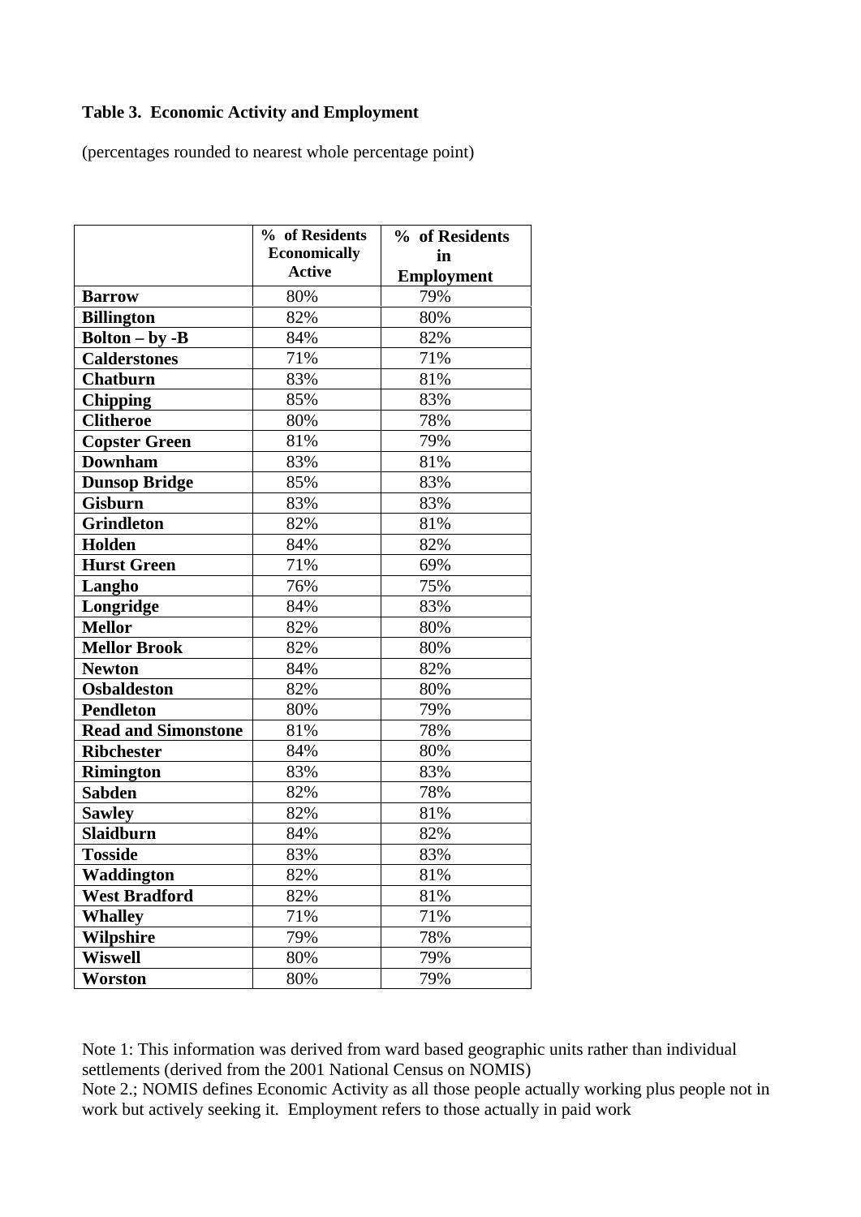**Table 3. Economic Activity and Employment**

(percentages rounded to nearest whole percentage point)

| | % of Residents Economically Active | % of Residents in Employment |
|---|---|---|
| **Barrow** | 80% | 79% |
| **Billington** | 82% | 80% |
| **Bolton – by -B** | 84% | 82% |
| **Calderstones** | 71% | 71% |
| **Chatburn** | 83% | 81% |
| **Chipping** | 85% | 83% |
| **Clitheroe** | 80% | 78% |
| **Copster Green** | 81% | 79% |
| **Downham** | 83% | 81% |
| **Dunsop Bridge** | 85% | 83% |
| **Gisburn** | 83% | 83% |
| **Grindleton** | 82% | 81% |
| **Holden** | 84% | 82% |
| **Hurst Green** | 71% | 69% |
| **Langho** | 76% | 75% |
| **Longridge** | 84% | 83% |
| **Mellor** | 82% | 80% |
| **Mellor Brook** | 82% | 80% |
| **Newton** | 84% | 82% |
| **Osbaldeston** | 82% | 80% |
| **Pendleton** | 80% | 79% |
| **Read and Simonstone** | 81% | 78% |
| **Ribchester** | 84% | 80% |
| **Rimington** | 83% | 83% |
| **Sabden** | 82% | 78% |
| **Sawley** | 82% | 81% |
| **Slaidburn** | 84% | 82% |
| **Tosside** | 83% | 83% |
| **Waddington** | 82% | 81% |
| **West Bradford** | 82% | 81% |
| **Whalley** | 71% | 71% |
| **Wilpshire** | 79% | 78% |
| **Wiswell** | 80% | 79% |
| **Worston** | 80% | 79% |

Note 1: This information was derived from ward based geographic units rather than individual settlements (derived from the 2001 National Census on NOMIS)
Note 2.; NOMIS defines Economic Activity as all those people actually working plus people not in work but actively seeking it. Employment refers to those actually in paid work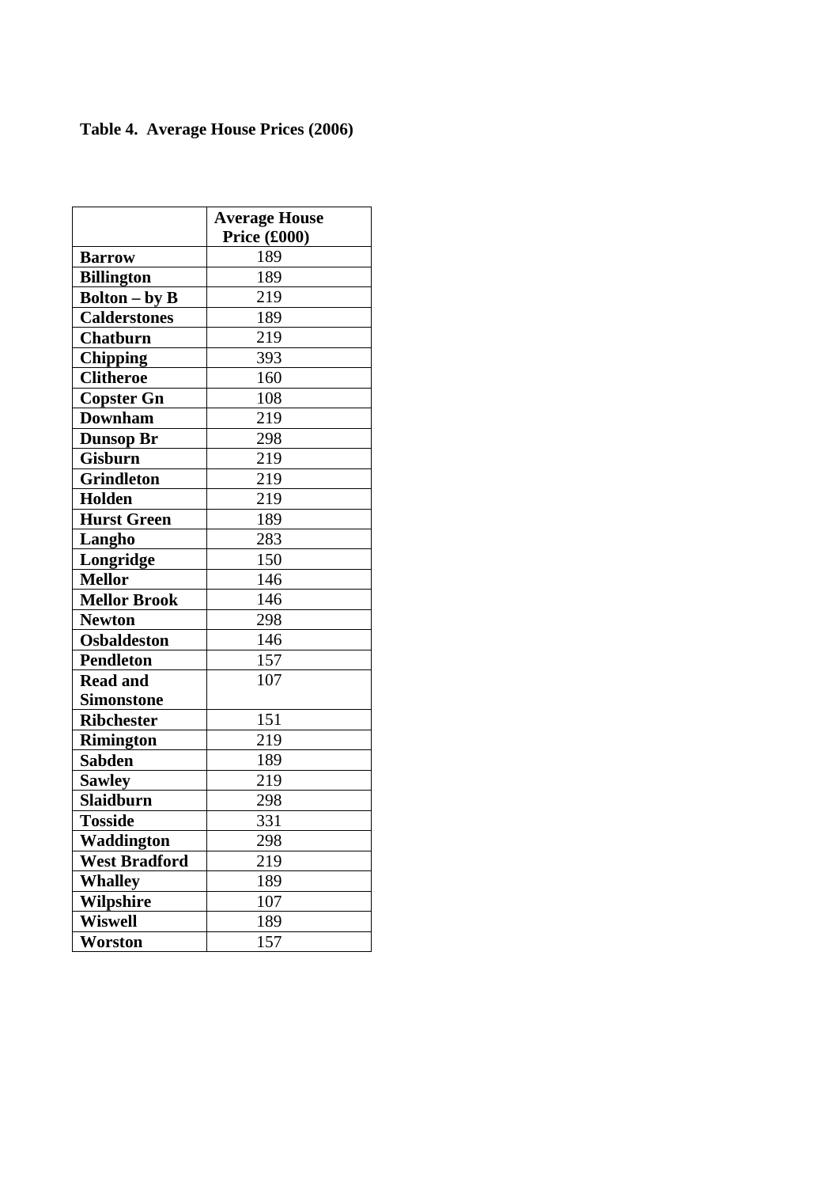**Table 4. Average House Prices (2006)**

| | Average House Price (£000) |
|---|---|
| **Barrow** | 189 |
| **Billington** | 189 |
| **Bolton – by B** | 219 |
| **Calderstones** | 189 |
| **Chatburn** | 219 |
| **Chipping** | 393 |
| **Clitheroe** | 160 |
| **Copster Gn** | 108 |
| **Downham** | 219 |
| **Dunsop Br** | 298 |
| **Gisburn** | 219 |
| **Grindleton** | 219 |
| **Holden** | 219 |
| **Hurst Green** | 189 |
| **Langho** | 283 |
| **Longridge** | 150 |
| **Mellor** | 146 |
| **Mellor Brook** | 146 |
| **Newton** | 298 |
| **Osbaldeston** | 146 |
| **Pendleton** | 157 |
| **Read and Simonstone** | 107 |
| **Ribchester** | 151 |
| **Rimington** | 219 |
| **Sabden** | 189 |
| **Sawley** | 219 |
| **Slaidburn** | 298 |
| **Tosside** | 331 |
| **Waddington** | 298 |
| **West Bradford** | 219 |
| **Whalley** | 189 |
| **Wilpshire** | 107 |
| **Wiswell** | 189 |
| **Worston** | 157 |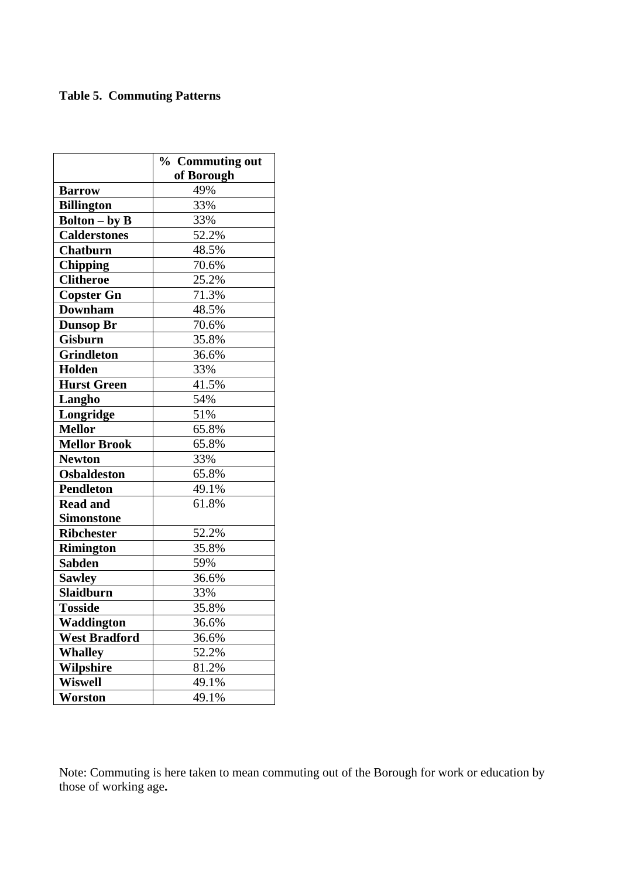**Table 5. Commuting Patterns**

| | % Commuting out of Borough |
|---|---|
| **Barrow** | 49% |
| **Billington** | 33% |
| **Bolton – by B** | 33% |
| **Calderstones** | 52.2% |
| **Chatburn** | 48.5% |
| **Chipping** | 70.6% |
| **Clitheroe** | 25.2% |
| **Copster Gn** | 71.3% |
| **Downham** | 48.5% |
| **Dunsop Br** | 70.6% |
| **Gisburn** | 35.8% |
| **Grindleton** | 36.6% |
| **Holden** | 33% |
| **Hurst Green** | 41.5% |
| **Langho** | 54% |
| **Longridge** | 51% |
| **Mellor** | 65.8% |
| **Mellor Brook** | 65.8% |
| **Newton** | 33% |
| **Osbaldeston** | 65.8% |
| **Pendleton** | 49.1% |
| **Read and Simonstone** | 61.8% |
| **Ribchester** | 52.2% |
| **Rimington** | 35.8% |
| **Sabden** | 59% |
| **Sawley** | 36.6% |
| **Slaidburn** | 33% |
| **Tosside** | 35.8% |
| **Waddington** | 36.6% |
| **West Bradford** | 36.6% |
| **Whalley** | 52.2% |
| **Wilpshire** | 81.2% |
| **Wiswell** | 49.1% |
| **Worston** | 49.1% |

Note: Commuting is here taken to mean commuting out of the Borough for work or education by those of working age.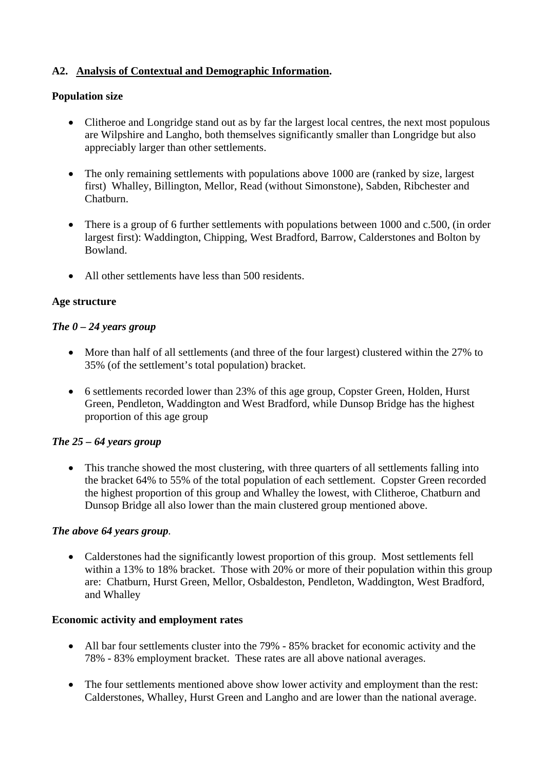### A2. <u>Analysis of Contextual and Demographic Information</u>.

**Population size**

- Clitheroe and Longridge stand out as by far the largest local centres, the next most populous are Wilpshire and Langho, both themselves significantly smaller than Longridge but also appreciably larger than other settlements.

- The only remaining settlements with populations above 1000 are (ranked by size, largest first) Whalley, Billington, Mellor, Read (without Simonstone), Sabden, Ribchester and Chatburn.

- There is a group of 6 further settlements with populations between 1000 and c.500, (in order largest first): Waddington, Chipping, West Bradford, Barrow, Calderstones and Bolton by Bowland.

- All other settlements have less than 500 residents.

**Age structure**

***The 0 – 24 years group***

- More than half of all settlements (and three of the four largest) clustered within the 27% to 35% (of the settlement's total population) bracket.

- 6 settlements recorded lower than 23% of this age group, Copster Green, Holden, Hurst Green, Pendleton, Waddington and West Bradford, while Dunsop Bridge has the highest proportion of this age group

***The 25 – 64 years group***

- This tranche showed the most clustering, with three quarters of all settlements falling into the bracket 64% to 55% of the total population of each settlement. Copster Green recorded the highest proportion of this group and Whalley the lowest, with Clitheroe, Chatburn and Dunsop Bridge all also lower than the main clustered group mentioned above.

***The above 64 years group***.

- Calderstones had the significantly lowest proportion of this group. Most settlements fell within a 13% to 18% bracket. Those with 20% or more of their population within this group are: Chatburn, Hurst Green, Mellor, Osbaldeston, Pendleton, Waddington, West Bradford, and Whalley

**Economic activity and employment rates**

- All bar four settlements cluster into the 79% - 85% bracket for economic activity and the 78% - 83% employment bracket. These rates are all above national averages.

- The four settlements mentioned above show lower activity and employment than the rest: Calderstones, Whalley, Hurst Green and Langho and are lower than the national average.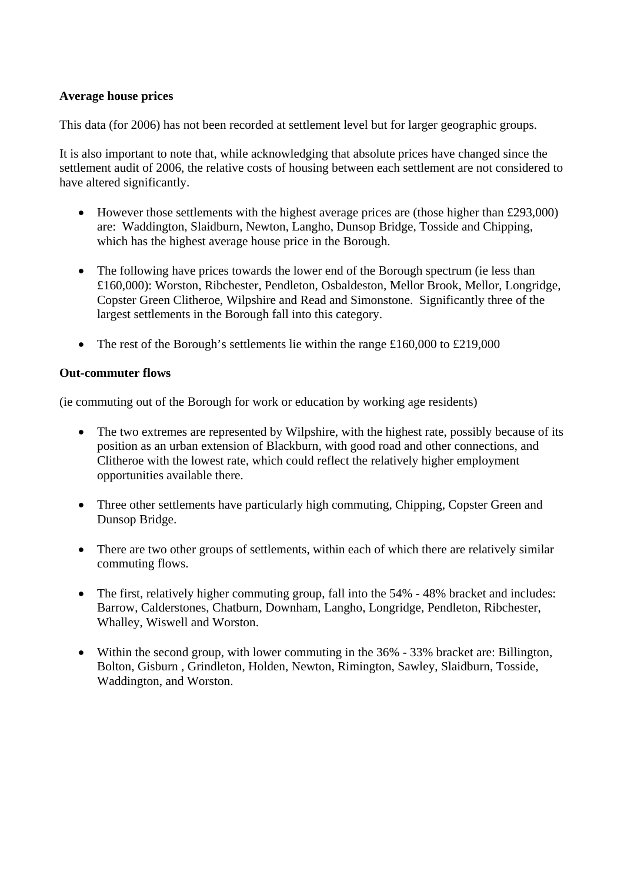**Average house prices**

This data (for 2006) has not been recorded at settlement level but for larger geographic groups.

It is also important to note that, while acknowledging that absolute prices have changed since the settlement audit of 2006, the relative costs of housing between each settlement are not considered to have altered significantly.

- However those settlements with the highest average prices are (those higher than £293,000) are: Waddington, Slaidburn, Newton, Langho, Dunsop Bridge, Tosside and Chipping, which has the highest average house price in the Borough.

- The following have prices towards the lower end of the Borough spectrum (ie less than £160,000): Worston, Ribchester, Pendleton, Osbaldeston, Mellor Brook, Mellor, Longridge, Copster Green Clitheroe, Wilpshire and Read and Simonstone. Significantly three of the largest settlements in the Borough fall into this category.

- The rest of the Borough's settlements lie within the range £160,000 to £219,000

**Out-commuter flows**

(ie commuting out of the Borough for work or education by working age residents)

- The two extremes are represented by Wilpshire, with the highest rate, possibly because of its position as an urban extension of Blackburn, with good road and other connections, and Clitheroe with the lowest rate, which could reflect the relatively higher employment opportunities available there.

- Three other settlements have particularly high commuting, Chipping, Copster Green and Dunsop Bridge.

- There are two other groups of settlements, within each of which there are relatively similar commuting flows.

- The first, relatively higher commuting group, fall into the 54% - 48% bracket and includes: Barrow, Calderstones, Chatburn, Downham, Langho, Longridge, Pendleton, Ribchester, Whalley, Wiswell and Worston.

- Within the second group, with lower commuting in the 36% - 33% bracket are: Billington, Bolton, Gisburn , Grindleton, Holden, Newton, Rimington, Sawley, Slaidburn, Tosside, Waddington, and Worston.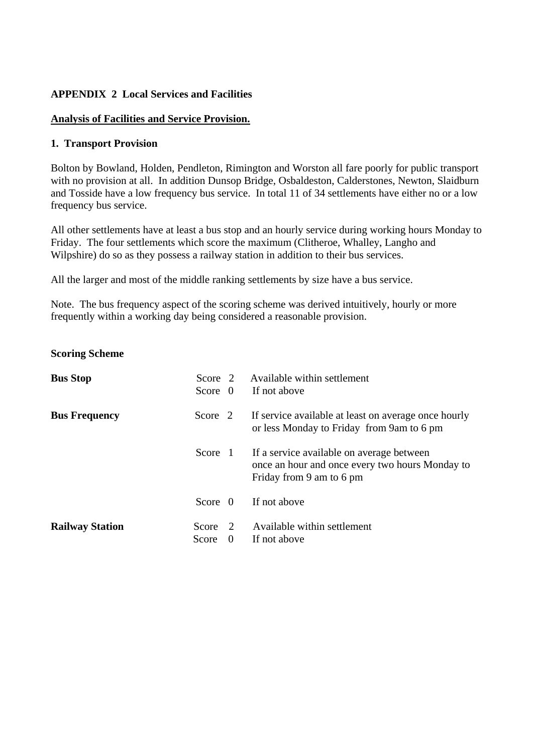**APPENDIX 2 Local Services and Facilities**

**Analysis of Facilities and Service Provision.**

**1. Transport Provision**

Bolton by Bowland, Holden, Pendleton, Rimington and Worston all fare poorly for public transport with no provision at all. In addition Dunsop Bridge, Osbaldeston, Calderstones, Newton, Slaidburn and Tosside have a low frequency bus service. In total 11 of 34 settlements have either no or a low frequency bus service.

All other settlements have at least a bus stop and an hourly service during working hours Monday to Friday. The four settlements which score the maximum (Clitheroe, Whalley, Langho and Wilpshire) do so as they possess a railway station in addition to their bus services.

All the larger and most of the middle ranking settlements by size have a bus service.

Note. The bus frequency aspect of the scoring scheme was derived intuitively, hourly or more frequently within a working day being considered a reasonable provision.

**Scoring Scheme**

| | | |
|---|---|---|
| **Bus Stop** | Score 2 | Available within settlement |
| | Score 0 | If not above |
| **Bus Frequency** | Score 2 | If service available at least on average once hourly or less Monday to Friday from 9am to 6 pm |
| | Score 1 | If a service available on average between once an hour and once every two hours Monday to Friday from 9 am to 6 pm |
| | Score 0 | If not above |
| **Railway Station** | Score 2 | Available within settlement |
| | Score 0 | If not above |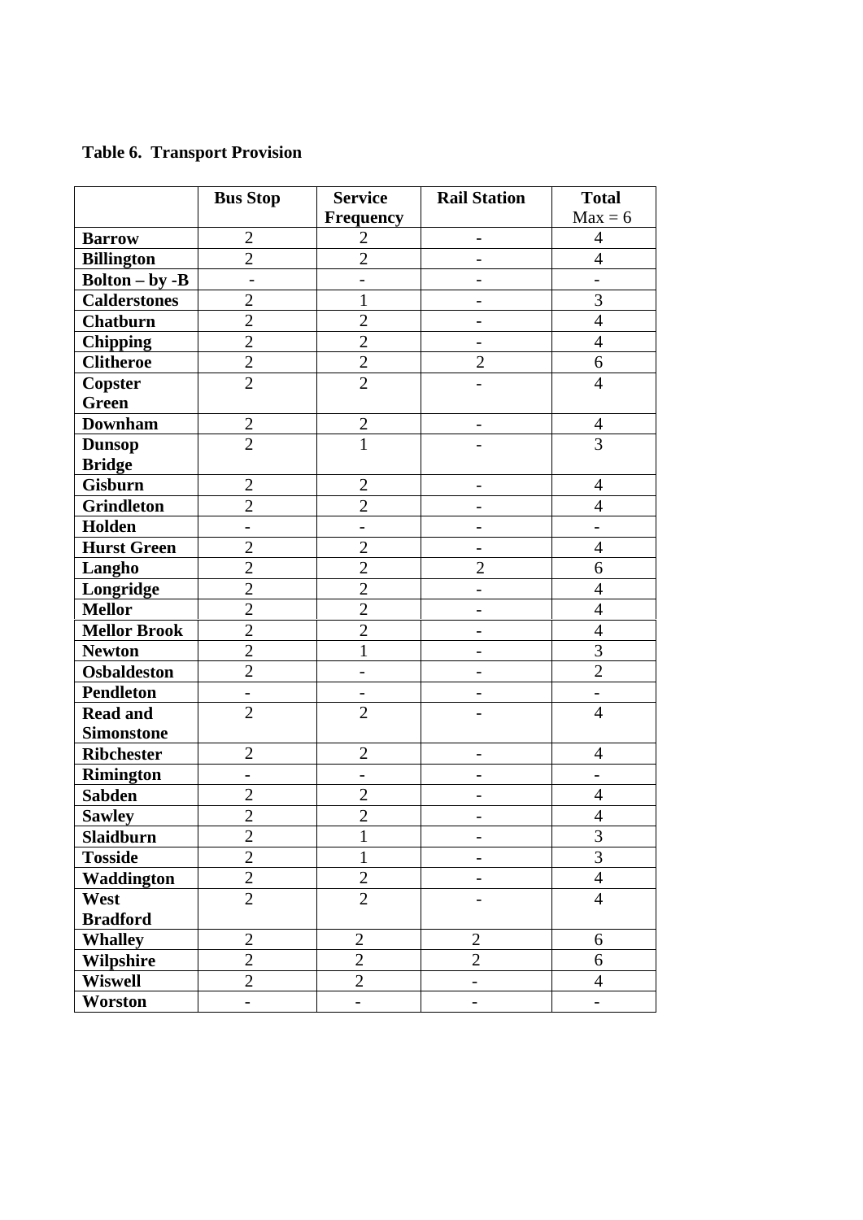**Table 6. Transport Provision**

| | Bus Stop | Service Frequency | Rail Station | Total Max = 6 |
|---|---|---|---|---|
| **Barrow** | 2 | 2 | - | 4 |
| **Billington** | 2 | 2 | - | 4 |
| **Bolton – by -B** | - | - | - | - |
| **Calderstones** | 2 | 1 | - | 3 |
| **Chatburn** | 2 | 2 | - | 4 |
| **Chipping** | 2 | 2 | - | 4 |
| **Clitheroe** | 2 | 2 | 2 | 6 |
| **Copster Green** | 2 | 2 | - | 4 |
| **Downham** | 2 | 2 | - | 4 |
| **Dunsop Bridge** | 2 | 1 | - | 3 |
| **Gisburn** | 2 | 2 | - | 4 |
| **Grindleton** | 2 | 2 | - | 4 |
| **Holden** | - | - | - | - |
| **Hurst Green** | 2 | 2 | - | 4 |
| **Langho** | 2 | 2 | 2 | 6 |
| **Longridge** | 2 | 2 | - | 4 |
| **Mellor** | 2 | 2 | - | 4 |
| **Mellor Brook** | 2 | 2 | - | 4 |
| **Newton** | 2 | 1 | - | 3 |
| **Osbaldeston** | 2 | - | - | 2 |
| **Pendleton** | - | - | - | - |
| **Read and Simonstone** | 2 | 2 | - | 4 |
| **Ribchester** | 2 | 2 | - | 4 |
| **Rimington** | - | - | - | - |
| **Sabden** | 2 | 2 | - | 4 |
| **Sawley** | 2 | 2 | - | 4 |
| **Slaidburn** | 2 | 1 | - | 3 |
| **Tosside** | 2 | 1 | - | 3 |
| **Waddington** | 2 | 2 | - | 4 |
| **West Bradford** | 2 | 2 | - | 4 |
| **Whalley** | 2 | 2 | 2 | 6 |
| **Wilpshire** | 2 | 2 | 2 | 6 |
| **Wiswell** | 2 | 2 | - | 4 |
| **Worston** | - | - | - | - |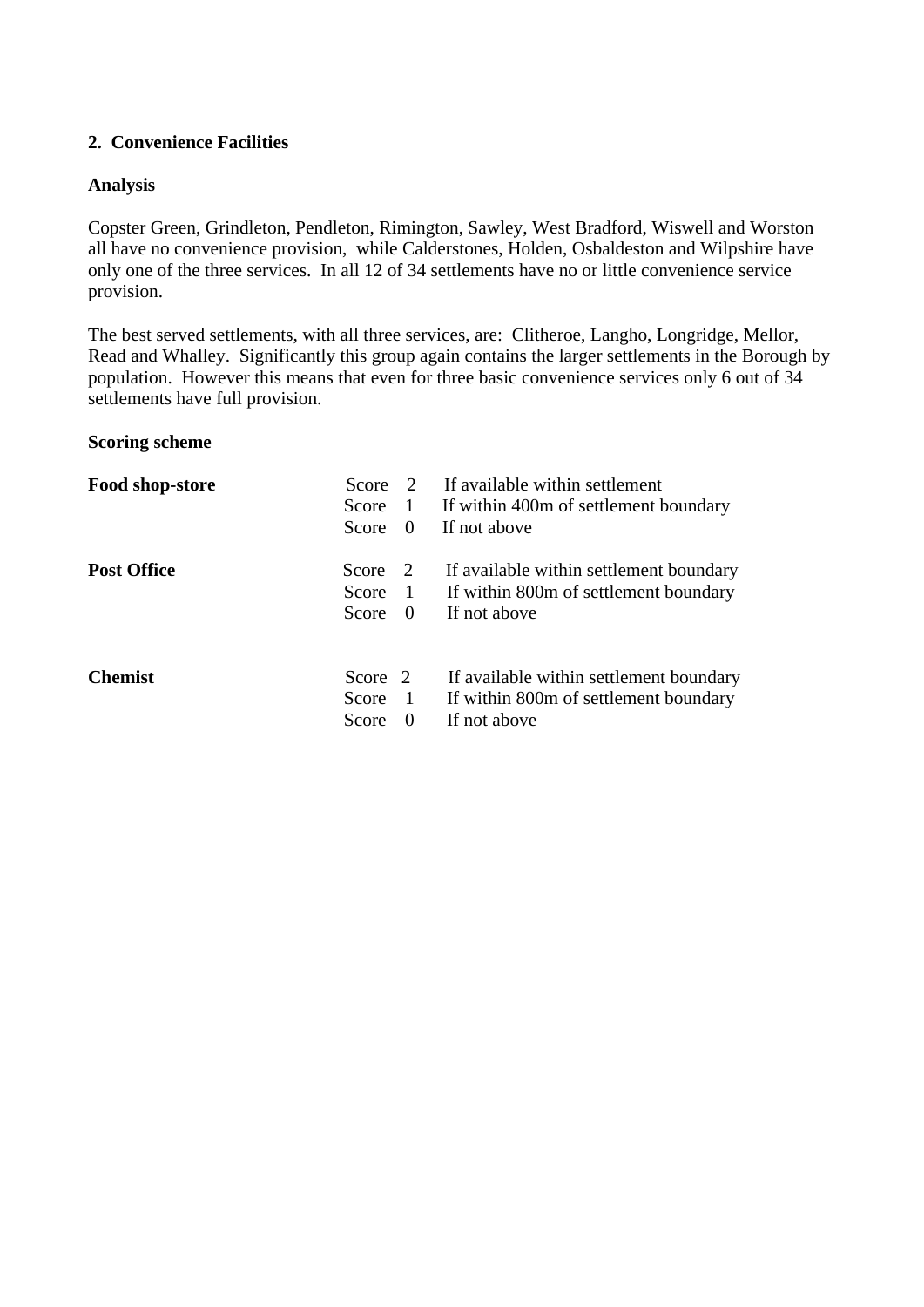## 2. Convenience Facilities

**Analysis**

Copster Green, Grindleton, Pendleton, Rimington, Sawley, West Bradford, Wiswell and Worston all have no convenience provision, while Calderstones, Holden, Osbaldeston and Wilpshire have only one of the three services. In all 12 of 34 settlements have no or little convenience service provision.

The best served settlements, with all three services, are: Clitheroe, Langho, Longridge, Mellor, Read and Whalley. Significantly this group again contains the larger settlements in the Borough by population. However this means that even for three basic convenience services only 6 out of 34 settlements have full provision.

**Scoring scheme**

| | | |
|---|---|---|
| **Food shop-store** | Score 2 | If available within settlement |
| | Score 1 | If within 400m of settlement boundary |
| | Score 0 | If not above |
| **Post Office** | Score 2 | If available within settlement boundary |
| | Score 1 | If within 800m of settlement boundary |
| | Score 0 | If not above |
| **Chemist** | Score 2 | If available within settlement boundary |
| | Score 1 | If within 800m of settlement boundary |
| | Score 0 | If not above |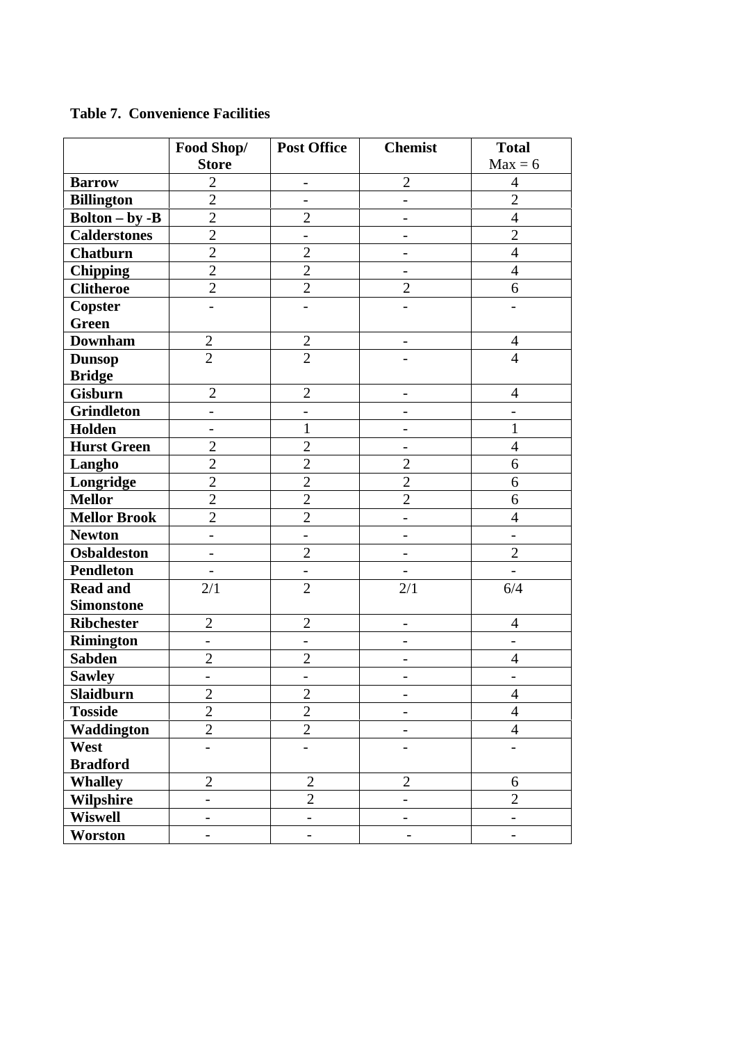**Table 7. Convenience Facilities**

| | Food Shop/ Store | Post Office | Chemist | Total Max = 6 |
|---|---|---|---|---|
| **Barrow** | 2 | - | 2 | 4 |
| **Billington** | 2 | - | - | 2 |
| **Bolton – by -B** | 2 | 2 | - | 4 |
| **Calderstones** | 2 | - | - | 2 |
| **Chatburn** | 2 | 2 | - | 4 |
| **Chipping** | 2 | 2 | - | 4 |
| **Clitheroe** | 2 | 2 | 2 | 6 |
| **Copster Green** | - | - | - | - |
| **Downham** | 2 | 2 | - | 4 |
| **Dunsop Bridge** | 2 | 2 | - | 4 |
| **Gisburn** | 2 | 2 | - | 4 |
| **Grindleton** | - | - | - | - |
| **Holden** | - | 1 | - | 1 |
| **Hurst Green** | 2 | 2 | - | 4 |
| **Langho** | 2 | 2 | 2 | 6 |
| **Longridge** | 2 | 2 | 2 | 6 |
| **Mellor** | 2 | 2 | 2 | 6 |
| **Mellor Brook** | 2 | 2 | - | 4 |
| **Newton** | - | - | - | - |
| **Osbaldeston** | - | 2 | - | 2 |
| **Pendleton** | - | - | - | - |
| **Read and Simonstone** | 2/1 | 2 | 2/1 | 6/4 |
| **Ribchester** | 2 | 2 | - | 4 |
| **Rimington** | - | - | - | - |
| **Sabden** | 2 | 2 | - | 4 |
| **Sawley** | - | - | - | - |
| **Slaidburn** | 2 | 2 | - | 4 |
| **Tosside** | 2 | 2 | - | 4 |
| **Waddington** | 2 | 2 | - | 4 |
| **West Bradford** | - | - | - | - |
| **Whalley** | 2 | 2 | 2 | 6 |
| **Wilpshire** | - | 2 | - | 2 |
| **Wiswell** | - | - | - | - |
| **Worston** | - | - | - | - |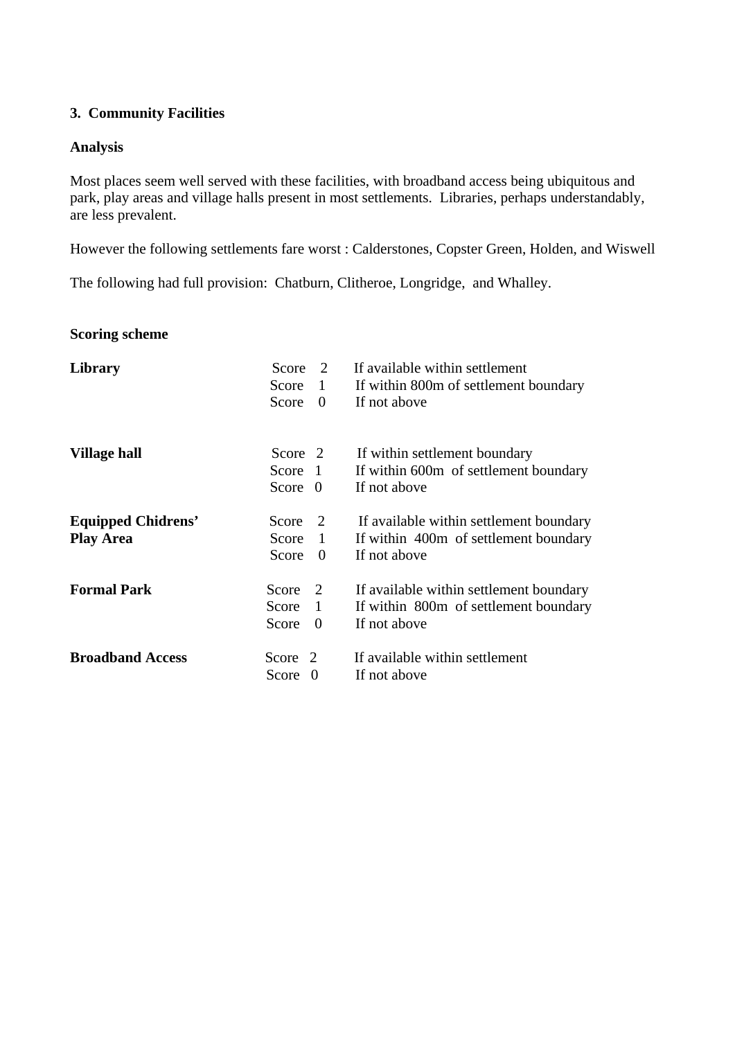## 3. Community Facilities

**Analysis**

Most places seem well served with these facilities, with broadband access being ubiquitous and park, play areas and village halls present in most settlements. Libraries, perhaps understandably, are less prevalent.

However the following settlements fare worst : Calderstones, Copster Green, Holden, and Wiswell

The following had full provision: Chatburn, Clitheroe, Longridge, and Whalley.

**Scoring scheme**

| | | |
|---|---|---|
| **Library** | Score 2 | If available within settlement |
| | Score 1 | If within 800m of settlement boundary |
| | Score 0 | If not above |
| **Village hall** | Score 2 | If within settlement boundary |
| | Score 1 | If within 600m of settlement boundary |
| | Score 0 | If not above |
| **Equipped Chidrens' Play Area** | Score 2 | If available within settlement boundary |
| | Score 1 | If within 400m of settlement boundary |
| | Score 0 | If not above |
| **Formal Park** | Score 2 | If available within settlement boundary |
| | Score 1 | If within 800m of settlement boundary |
| | Score 0 | If not above |
| **Broadband Access** | Score 2 | If available within settlement |
| | Score 0 | If not above |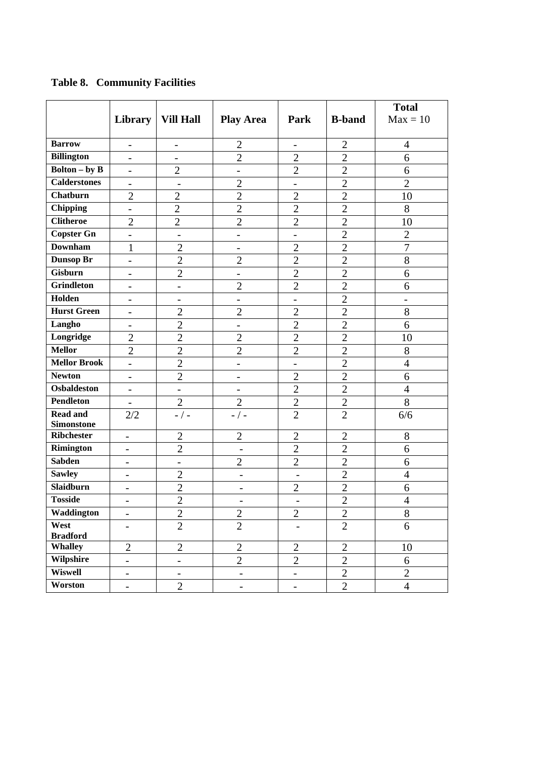**Table 8. Community Facilities**

| | Library | Vill Hall | Play Area | Park | B-band | Total Max = 10 |
|---|---|---|---|---|---|---|
| **Barrow** | - | - | 2 | - | 2 | 4 |
| **Billington** | - | - | 2 | 2 | 2 | 6 |
| **Bolton – by B** | - | 2 | - | 2 | 2 | 6 |
| **Calderstones** | - | - | 2 | - | 2 | 2 |
| **Chatburn** | 2 | 2 | 2 | 2 | 2 | 10 |
| **Chipping** | - | 2 | 2 | 2 | 2 | 8 |
| **Clitheroe** | 2 | 2 | 2 | 2 | 2 | 10 |
| **Copster Gn** | - | - | - | - | 2 | 2 |
| **Downham** | 1 | 2 | - | 2 | 2 | 7 |
| **Dunsop Br** | - | 2 | 2 | 2 | 2 | 8 |
| **Gisburn** | - | 2 | - | 2 | 2 | 6 |
| **Grindleton** | - | - | 2 | 2 | 2 | 6 |
| **Holden** | - | - | - | - | 2 | - |
| **Hurst Green** | - | 2 | 2 | 2 | 2 | 8 |
| **Langho** | - | 2 | - | 2 | 2 | 6 |
| **Longridge** | 2 | 2 | 2 | 2 | 2 | 10 |
| **Mellor** | 2 | 2 | 2 | 2 | 2 | 8 |
| **Mellor Brook** | - | 2 | - | - | 2 | 4 |
| **Newton** | - | 2 | - | 2 | 2 | 6 |
| **Osbaldeston** | - | - | - | 2 | 2 | 4 |
| **Pendleton** | - | 2 | 2 | 2 | 2 | 8 |
| **Read and Simonstone** | 2/2 | - / - | - / - | 2 | 2 | 6/6 |
| **Ribchester** | - | 2 | 2 | 2 | 2 | 8 |
| **Rimington** | - | 2 | - | 2 | 2 | 6 |
| **Sabden** | - | - | 2 | 2 | 2 | 6 |
| **Sawley** | - | 2 | - | - | 2 | 4 |
| **Slaidburn** | - | 2 | - | 2 | 2 | 6 |
| **Tosside** | - | 2 | - | - | 2 | 4 |
| **Waddington** | - | 2 | 2 | 2 | 2 | 8 |
| **West Bradford** | - | 2 | 2 | - | 2 | 6 |
| **Whalley** | 2 | 2 | 2 | 2 | 2 | 10 |
| **Wilpshire** | - | - | 2 | 2 | 2 | 6 |
| **Wiswell** | - | - | - | - | 2 | 2 |
| **Worston** | - | 2 | - | - | 2 | 4 |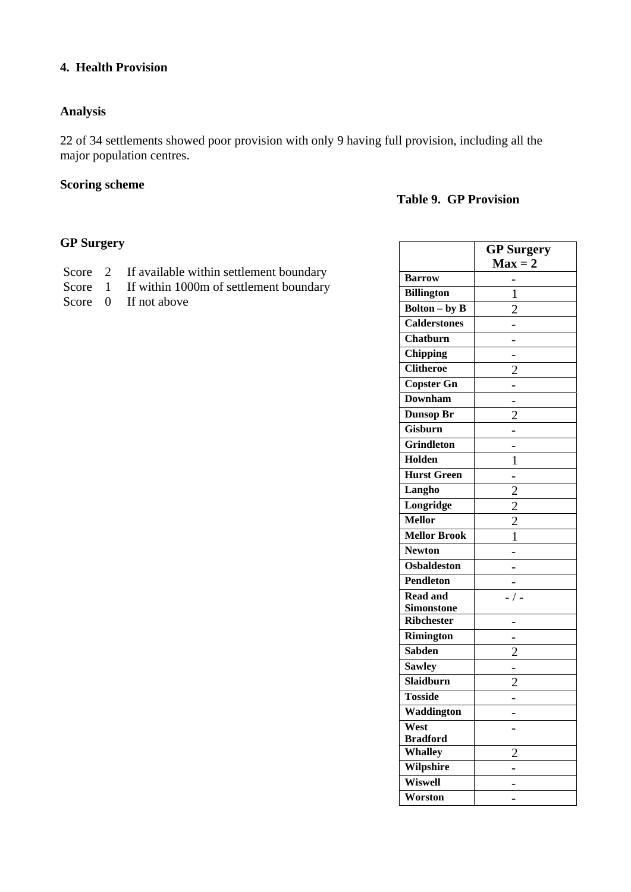#### 4. Health Provision

**Analysis**

22 of 34 settlements showed poor provision with only 9 having full provision, including all the major population centres.

**Scoring scheme**

**GP Surgery**

Score 2 If available within settlement boundary
Score 1 If within 1000m of settlement boundary
Score 0 If not above

**Table 9. GP Provision**

| | GP Surgery Max = 2 |
|---|---|
| **Barrow** | - |
| **Billington** | 1 |
| **Bolton – by B** | 2 |
| **Calderstones** | - |
| **Chatburn** | - |
| **Chipping** | - |
| **Clitheroe** | 2 |
| **Copster Gn** | - |
| **Downham** | - |
| **Dunsop Br** | 2 |
| **Gisburn** | - |
| **Grindleton** | - |
| **Holden** | 1 |
| **Hurst Green** | - |
| **Langho** | 2 |
| **Longridge** | 2 |
| **Mellor** | 2 |
| **Mellor Brook** | 1 |
| **Newton** | - |
| **Osbaldeston** | - |
| **Pendleton** | - |
| **Read and Simonstone** | - / - |
| **Ribchester** | - |
| **Rimington** | - |
| **Sabden** | 2 |
| **Sawley** | - |
| **Slaidburn** | 2 |
| **Tosside** | - |
| **Waddington** | - |
| **West Bradford** | - |
| **Whalley** | 2 |
| **Wilpshire** | - |
| **Wiswell** | - |
| **Worston** | - |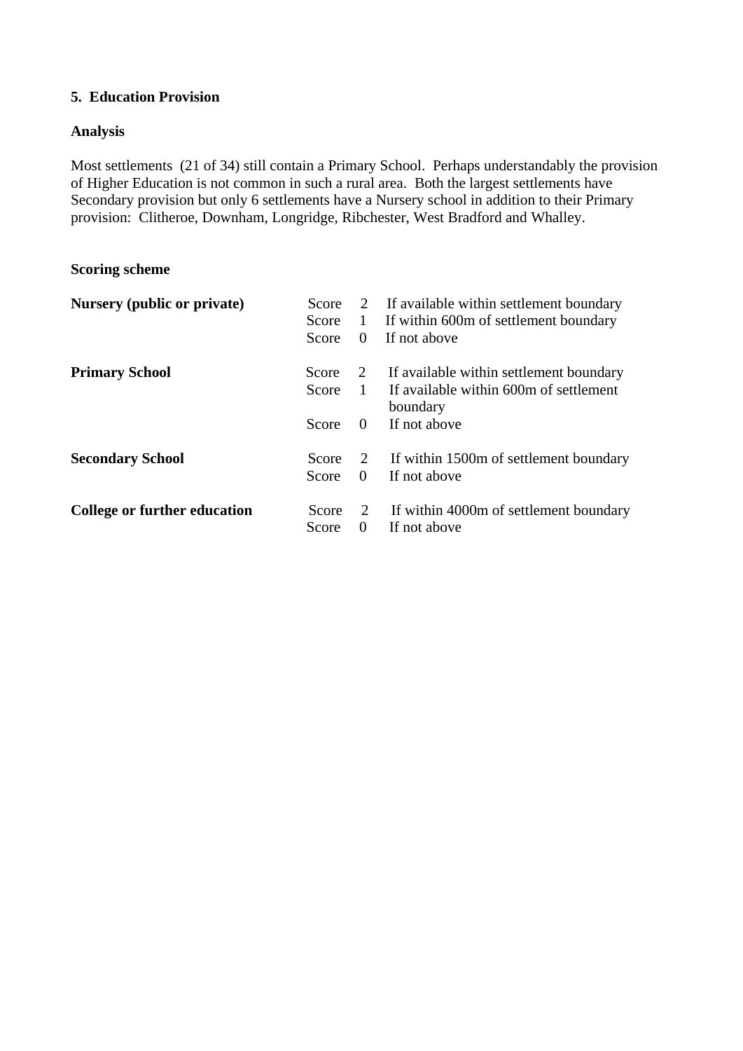## 5. Education Provision

### Analysis

Most settlements (21 of 34) still contain a Primary School. Perhaps understandably the provision of Higher Education is not common in such a rural area. Both the largest settlements have Secondary provision but only 6 settlements have a Nursery school in addition to their Primary provision: Clitheroe, Downham, Longridge, Ribchester, West Bradford and Whalley.

### Scoring scheme

| | | | |
|---|---|---|---|
| **Nursery (public or private)** | Score | 2 | If available within settlement boundary |
| | Score | 1 | If within 600m of settlement boundary |
| | Score | 0 | If not above |
| **Primary School** | Score | 2 | If available within settlement boundary |
| | Score | 1 | If available within 600m of settlement boundary |
| | Score | 0 | If not above |
| **Secondary School** | Score | 2 | If within 1500m of settlement boundary |
| | Score | 0 | If not above |
| **College or further education** | Score | 2 | If within 4000m of settlement boundary |
| | Score | 0 | If not above |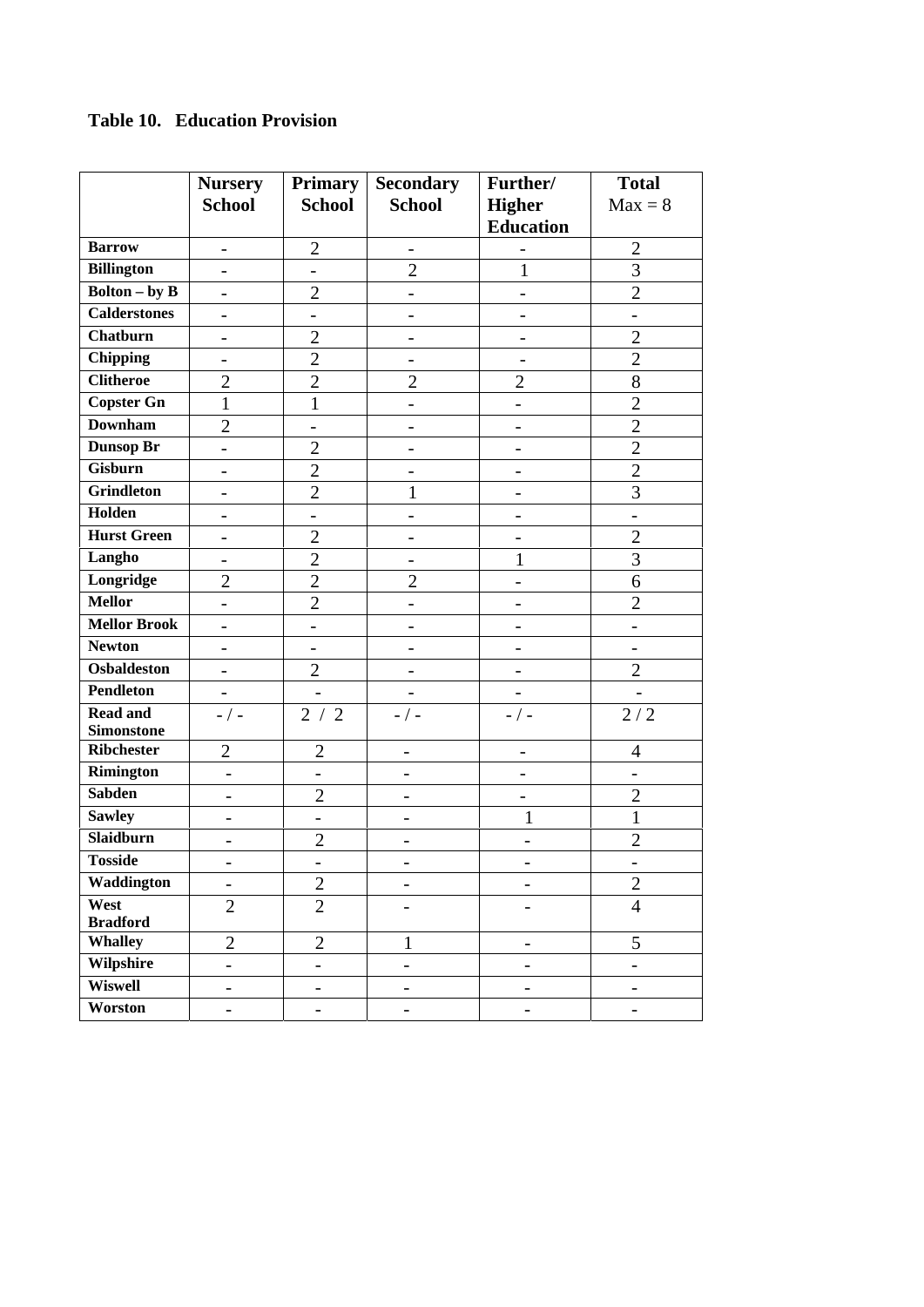**Table 10. Education Provision**

| | Nursery School | Primary School | Secondary School | Further/ Higher Education | Total Max = 8 |
|---|---|---|---|---|---|
| **Barrow** | - | 2 | - | - | 2 |
| **Billington** | - | - | 2 | 1 | 3 |
| **Bolton – by B** | - | 2 | - | - | 2 |
| **Calderstones** | - | - | - | - | - |
| **Chatburn** | - | 2 | - | - | 2 |
| **Chipping** | - | 2 | - | - | 2 |
| **Clitheroe** | 2 | 2 | 2 | 2 | 8 |
| **Copster Gn** | 1 | 1 | - | - | 2 |
| **Downham** | 2 | - | - | - | 2 |
| **Dunsop Br** | - | 2 | - | - | 2 |
| **Gisburn** | - | 2 | - | - | 2 |
| **Grindleton** | - | 2 | 1 | - | 3 |
| **Holden** | - | - | - | - | - |
| **Hurst Green** | - | 2 | - | - | 2 |
| **Langho** | - | 2 | - | 1 | 3 |
| **Longridge** | 2 | 2 | 2 | - | 6 |
| **Mellor** | - | 2 | - | - | 2 |
| **Mellor Brook** | - | - | - | - | - |
| **Newton** | - | - | - | - | - |
| **Osbaldeston** | - | 2 | - | - | 2 |
| **Pendleton** | - | - | - | - | - |
| **Read and Simonstone** | - / - | 2 / 2 | - / - | - / - | 2 / 2 |
| **Ribchester** | 2 | 2 | - | - | 4 |
| **Rimington** | - | - | - | - | - |
| **Sabden** | - | 2 | - | - | 2 |
| **Sawley** | - | - | - | 1 | 1 |
| **Slaidburn** | - | 2 | - | - | 2 |
| **Tosside** | - | - | - | - | - |
| **Waddington** | - | 2 | - | - | 2 |
| **West Bradford** | 2 | 2 | - | - | 4 |
| **Whalley** | 2 | 2 | 1 | - | 5 |
| **Wilpshire** | - | - | - | - | - |
| **Wiswell** | - | - | - | - | - |
| **Worston** | - | - | - | - | - |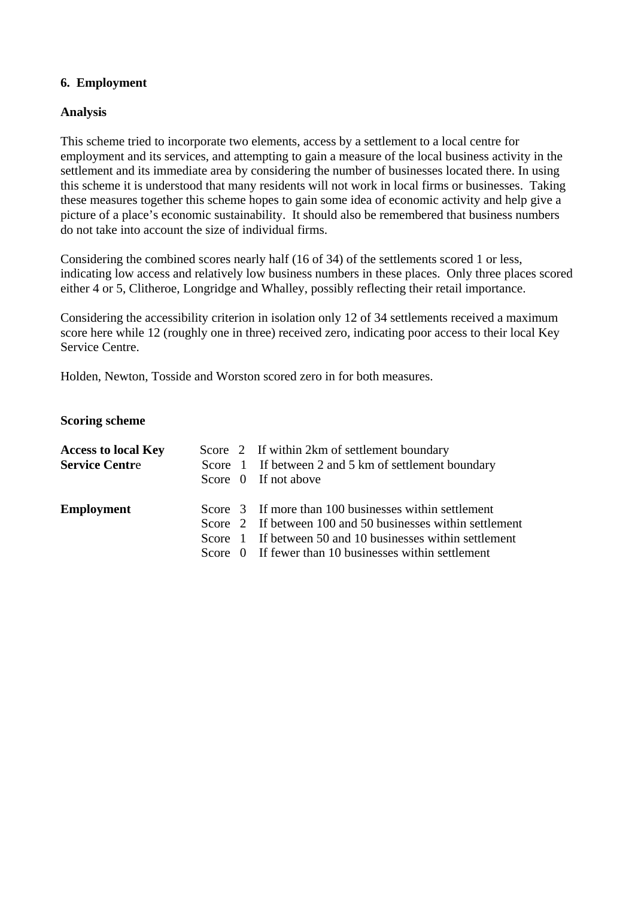**6. Employment**

**Analysis**

This scheme tried to incorporate two elements, access by a settlement to a local centre for employment and its services, and attempting to gain a measure of the local business activity in the settlement and its immediate area by considering the number of businesses located there. In using this scheme it is understood that many residents will not work in local firms or businesses. Taking these measures together this scheme hopes to gain some idea of economic activity and help give a picture of a place's economic sustainability. It should also be remembered that business numbers do not take into account the size of individual firms.

Considering the combined scores nearly half (16 of 34) of the settlements scored 1 or less, indicating low access and relatively low business numbers in these places. Only three places scored either 4 or 5, Clitheroe, Longridge and Whalley, possibly reflecting their retail importance.

Considering the accessibility criterion in isolation only 12 of 34 settlements received a maximum score here while 12 (roughly one in three) received zero, indicating poor access to their local Key Service Centre.

Holden, Newton, Tosside and Worston scored zero in for both measures.

**Scoring scheme**

| | | |
|---|---|---|
| **Access to local Key Service Centre** | Score 2 | If within 2km of settlement boundary |
| | Score 1 | If between 2 and 5 km of settlement boundary |
| | Score 0 | If not above |
| **Employment** | Score 3 | If more than 100 businesses within settlement |
| | Score 2 | If between 100 and 50 businesses within settlement |
| | Score 1 | If between 50 and 10 businesses within settlement |
| | Score 0 | If fewer than 10 businesses within settlement |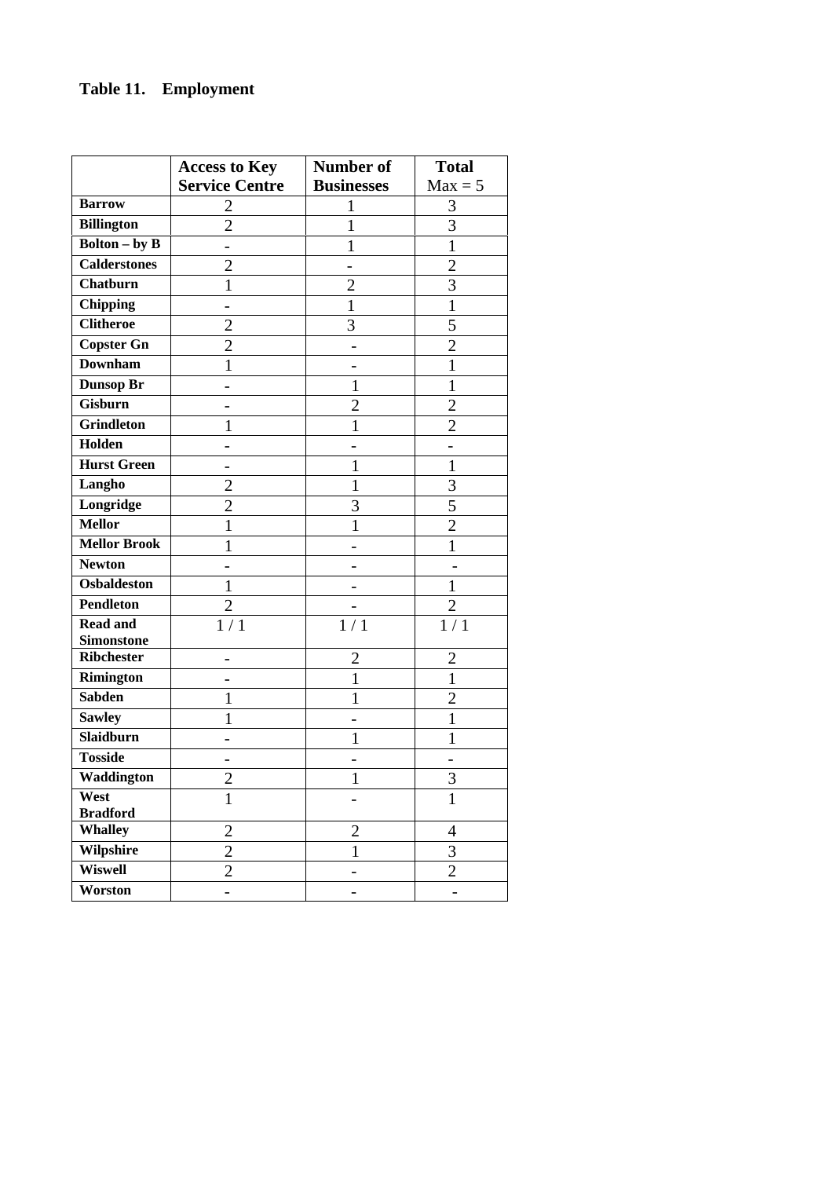**Table 11. Employment**

| | Access to Key Service Centre | Number of Businesses | Total Max = 5 |
|---|---|---|---|
| **Barrow** | 2 | 1 | 3 |
| **Billington** | 2 | 1 | 3 |
| **Bolton – by B** | - | 1 | 1 |
| **Calderstones** | 2 | - | 2 |
| **Chatburn** | 1 | 2 | 3 |
| **Chipping** | - | 1 | 1 |
| **Clitheroe** | 2 | 3 | 5 |
| **Copster Gn** | 2 | - | 2 |
| **Downham** | 1 | - | 1 |
| **Dunsop Br** | - | 1 | 1 |
| **Gisburn** | - | 2 | 2 |
| **Grindleton** | 1 | 1 | 2 |
| **Holden** | - | - | - |
| **Hurst Green** | - | 1 | 1 |
| **Langho** | 2 | 1 | 3 |
| **Longridge** | 2 | 3 | 5 |
| **Mellor** | 1 | 1 | 2 |
| **Mellor Brook** | 1 | - | 1 |
| **Newton** | - | - | - |
| **Osbaldeston** | 1 | - | 1 |
| **Pendleton** | 2 | - | 2 |
| **Read and Simonstone** | 1 / 1 | 1 / 1 | 1 / 1 |
| **Ribchester** | - | 2 | 2 |
| **Rimington** | - | 1 | 1 |
| **Sabden** | 1 | 1 | 2 |
| **Sawley** | 1 | - | 1 |
| **Slaidburn** | - | 1 | 1 |
| **Tosside** | - | - | - |
| **Waddington** | 2 | 1 | 3 |
| **West Bradford** | 1 | - | 1 |
| **Whalley** | 2 | 2 | 4 |
| **Wilpshire** | 2 | 1 | 3 |
| **Wiswell** | 2 | - | 2 |
| **Worston** | - | - | - |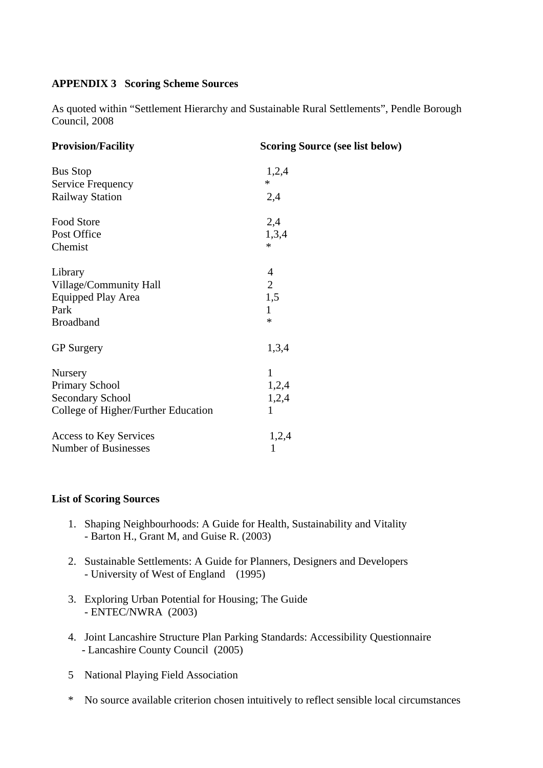**APPENDIX 3 Scoring Scheme Sources**

As quoted within "Settlement Hierarchy and Sustainable Rural Settlements", Pendle Borough Council, 2008

| Provision/Facility | Scoring Source (see list below) |
|---|---|
| Bus Stop | 1,2,4 |
| Service Frequency | * |
| Railway Station | 2,4 |
| | |
| Food Store | 2,4 |
| Post Office | 1,3,4 |
| Chemist | * |
| | |
| Library | 4 |
| Village/Community Hall | 2 |
| Equipped Play Area | 1,5 |
| Park | 1 |
| Broadband | * |
| | |
| GP Surgery | 1,3,4 |
| | |
| Nursery | 1 |
| Primary School | 1,2,4 |
| Secondary School | 1,2,4 |
| College of Higher/Further Education | 1 |
| | |
| Access to Key Services | 1,2,4 |
| Number of Businesses | 1 |

**List of Scoring Sources**

1. Shaping Neighbourhoods: A Guide for Health, Sustainability and Vitality
   - Barton H., Grant M, and Guise R. (2003)

2. Sustainable Settlements: A Guide for Planners, Designers and Developers
   - University of West of England (1995)

3. Exploring Urban Potential for Housing; The Guide
   - ENTEC/NWRA (2003)

4. Joint Lancashire Structure Plan Parking Standards: Accessibility Questionnaire
   - Lancashire County Council (2005)

5 National Playing Field Association

\* No source available criterion chosen intuitively to reflect sensible local circumstances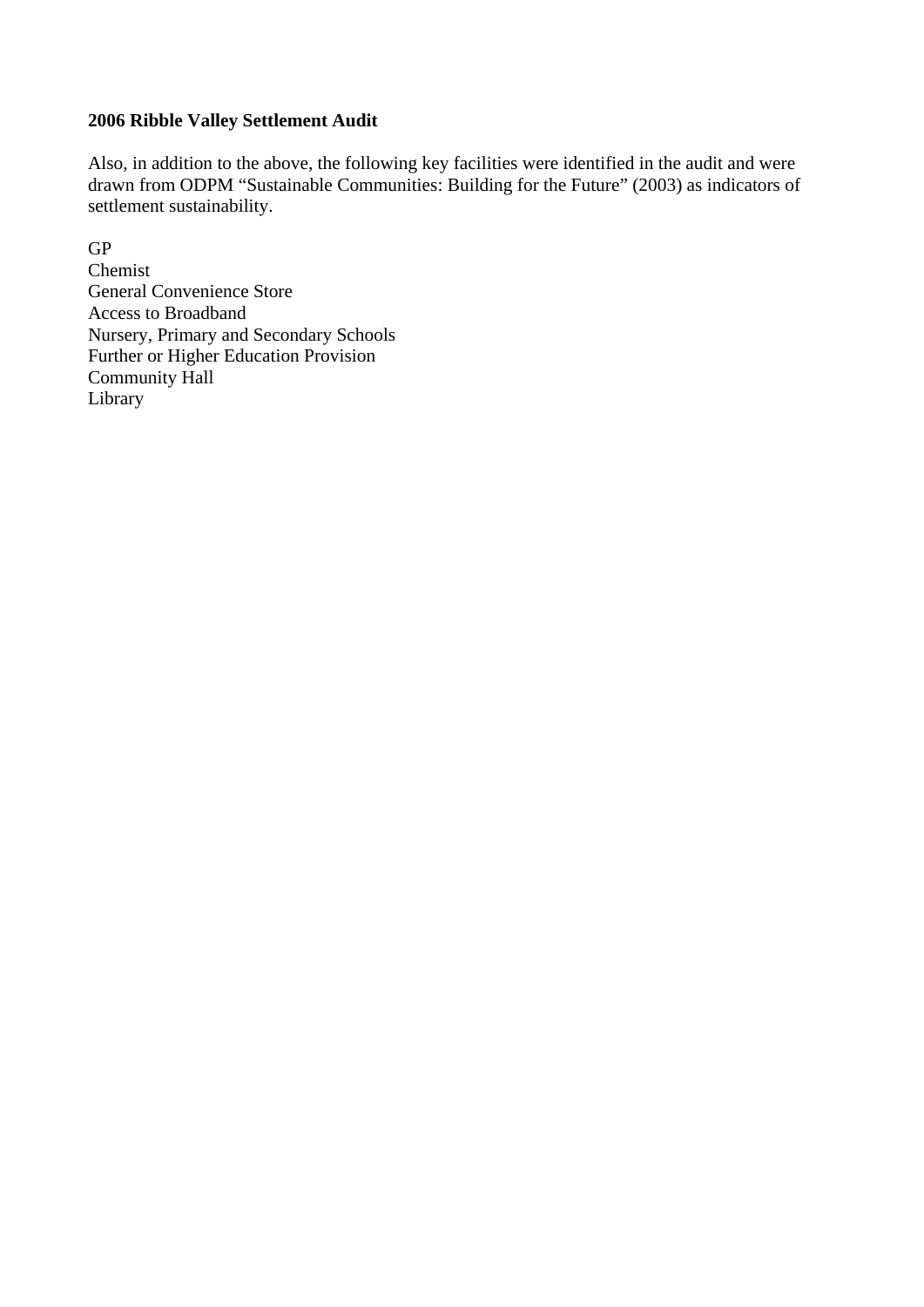**2006 Ribble Valley Settlement Audit**

Also, in addition to the above, the following key facilities were identified in the audit and were drawn from ODPM "Sustainable Communities: Building for the Future" (2003) as indicators of settlement sustainability.

GP
Chemist
General Convenience Store
Access to Broadband
Nursery, Primary and Secondary Schools
Further or Higher Education Provision
Community Hall
Library